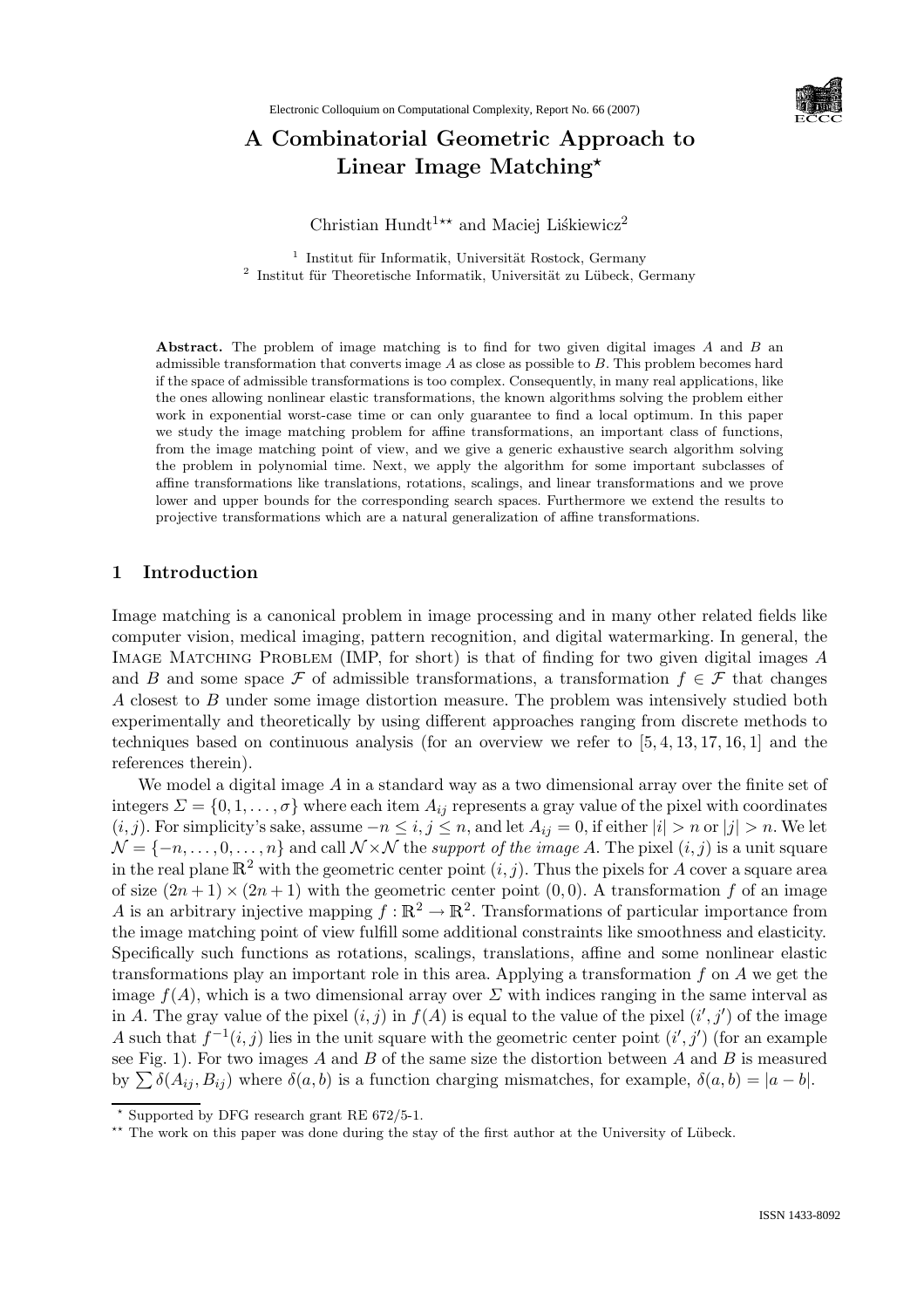Electronic Colloquium on Computational Complexity, Report No. 66 (2007)

# A Combinatorial Geometric Approach to Linear Image Matching*

Christian Hundt[1]** and Maciej Liśkiewicz[2]

[1] Institut für Informatik, Universität Rostock, Germany
[2] Institut für Theoretische Informatik, Universität zu Lübeck, Germany

**Abstract.** The problem of image matching is to find for two given digital images $A$ and $B$ an admissible transformation that converts image $A$ as close as possible to $B$. This problem becomes hard if the space of admissible transformations is too complex. Consequently, in many real applications, like the ones allowing nonlinear elastic transformations, the known algorithms solving the problem either work in exponential worst-case time or can only guarantee to find a local optimum. In this paper we study the image matching problem for affine transformations, an important class of functions, from the image matching point of view, and we give a generic exhaustive search algorithm solving the problem in polynomial time. Next, we apply the algorithm for some important subclasses of affine transformations like translations, rotations, scalings, and linear transformations and we prove lower and upper bounds for the corresponding search spaces. Furthermore we extend the results to projective transformations which are a natural generalization of affine transformations.

## 1 Introduction

Image matching is a canonical problem in image processing and in many other related fields like computer vision, medical imaging, pattern recognition, and digital watermarking. In general, the Image Matching Problem (IMP, for short) is that of finding for two given digital images $A$ and $B$ and some space $\mathcal{F}$ of admissible transformations, a transformation $f \in \mathcal{F}$ that changes $A$ closest to $B$ under some image distortion measure. The problem was intensively studied both experimentally and theoretically by using different approaches ranging from discrete methods to techniques based on continuous analysis (for an overview we refer to [5, 4, 13, 17, 16, 1] and the references therein).

We model a digital image $A$ in a standard way as a two dimensional array over the finite set of integers $\Sigma = \{0, 1, \ldots, \sigma\}$ where each item $A_{ij}$ represents a gray value of the pixel with coordinates $(i, j)$. For simplicity's sake, assume $-n \leq i, j \leq n$, and let $A_{ij} = 0$, if either $|i| > n$ or $|j| > n$. We let $\mathcal{N} = \{-n, \ldots, 0, \ldots, n\}$ and call $\mathcal{N} \times \mathcal{N}$ the *support of the image* $A$. The pixel $(i, j)$ is a unit square in the real plane $\mathbb{R}^2$ with the geometric center point $(i, j)$. Thus the pixels for $A$ cover a square area of size $(2n + 1) \times (2n + 1)$ with the geometric center point $(0, 0)$. A transformation $f$ of an image $A$ is an arbitrary injective mapping $f : \mathbb{R}^2 \to \mathbb{R}^2$. Transformations of particular importance from the image matching point of view fulfill some additional constraints like smoothness and elasticity. Specifically such functions as rotations, scalings, translations, affine and some nonlinear elastic transformations play an important role in this area. Applying a transformation $f$ on $A$ we get the image $f(A)$, which is a two dimensional array over $\Sigma$ with indices ranging in the same interval as in $A$. The gray value of the pixel $(i, j)$ in $f(A)$ is equal to the value of the pixel $(i', j')$ of the image $A$ such that $f^{-1}(i, j)$ lies in the unit square with the geometric center point $(i', j')$ (for an example see Fig. 1). For two images $A$ and $B$ of the same size the distortion between $A$ and $B$ is measured by $\sum \delta(A_{ij}, B_{ij})$ where $\delta(a, b)$ is a function charging mismatches, for example, $\delta(a, b) = |a - b|$.

---

* Supported by DFG research grant RE 672/5-1.
** The work on this paper was done during the stay of the first author at the University of Lübeck.

ISSN 1433-8092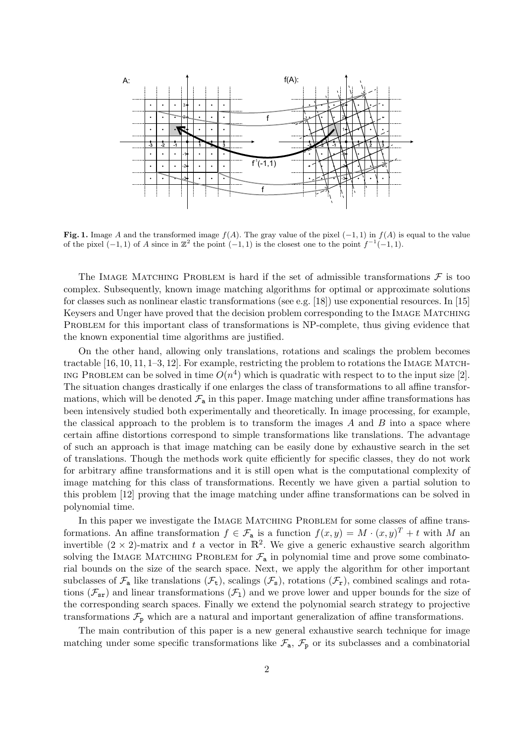**Fig. 1.** Image $A$ and the transformed image $f(A)$. The gray value of the pixel $(-1, 1)$ in $f(A)$ is equal to the value of the pixel $(-1, 1)$ of $A$ since in $\mathbb{Z}^2$ the point $(-1, 1)$ is the closest one to the point $f^{-1}(-1, 1)$.

The Image Matching Problem is hard if the set of admissible transformations $\mathcal{F}$ is too complex. Subsequently, known image matching algorithms for optimal or approximate solutions for classes such as nonlinear elastic transformations (see e.g. [18]) use exponential resources. In [15] Keysers and Unger have proved that the decision problem corresponding to the Image Matching Problem for this important class of transformations is NP-complete, thus giving evidence that the known exponential time algorithms are justified.

On the other hand, allowing only translations, rotations and scalings the problem becomes tractable [16, 10, 11, 1–3, 12]. For example, restricting the problem to rotations the Image Matching Problem can be solved in time $O(n^4)$ which is quadratic with respect to to the input size [2]. The situation changes drastically if one enlarges the class of transformations to all affine transformations, which will be denoted $\mathcal{F}_{\mathtt{a}}$ in this paper. Image matching under affine transformations has been intensively studied both experimentally and theoretically. In image processing, for example, the classical approach to the problem is to transform the images $A$ and $B$ into a space where certain affine distortions correspond to simple transformations like translations. The advantage of such an approach is that image matching can be easily done by exhaustive search in the set of translations. Though the methods work quite efficiently for specific classes, they do not work for arbitrary affine transformations and it is still open what is the computational complexity of image matching for this class of transformations. Recently we have given a partial solution to this problem [12] proving that the image matching under affine transformations can be solved in polynomial time.

In this paper we investigate the Image Matching Problem for some classes of affine transformations. An affine transformation $f \in \mathcal{F}_{\mathtt{a}}$ is a function $f(x, y) = M \cdot (x, y)^T + t$ with $M$ an invertible $(2 \times 2)$-matrix and $t$ a vector in $\mathbb{R}^2$. We give a generic exhaustive search algorithm solving the Image Matching Problem for $\mathcal{F}_{\mathtt{a}}$ in polynomial time and prove some combinatorial bounds on the size of the search space. Next, we apply the algorithm for other important subclasses of $\mathcal{F}_{\mathtt{a}}$ like translations ($\mathcal{F}_{\mathtt{t}}$), scalings ($\mathcal{F}_{\mathtt{s}}$), rotations ($\mathcal{F}_{\mathtt{r}}$), combined scalings and rotations ($\mathcal{F}_{\mathtt{sr}}$) and linear transformations ($\mathcal{F}_{\mathtt{l}}$) and we prove lower and upper bounds for the size of the corresponding search spaces. Finally we extend the polynomial search strategy to projective transformations $\mathcal{F}_{\mathtt{p}}$ which are a natural and important generalization of affine transformations.

The main contribution of this paper is a new general exhaustive search technique for image matching under some specific transformations like $\mathcal{F}_{\mathtt{a}}$, $\mathcal{F}_{\mathtt{p}}$ or its subclasses and a combinatorial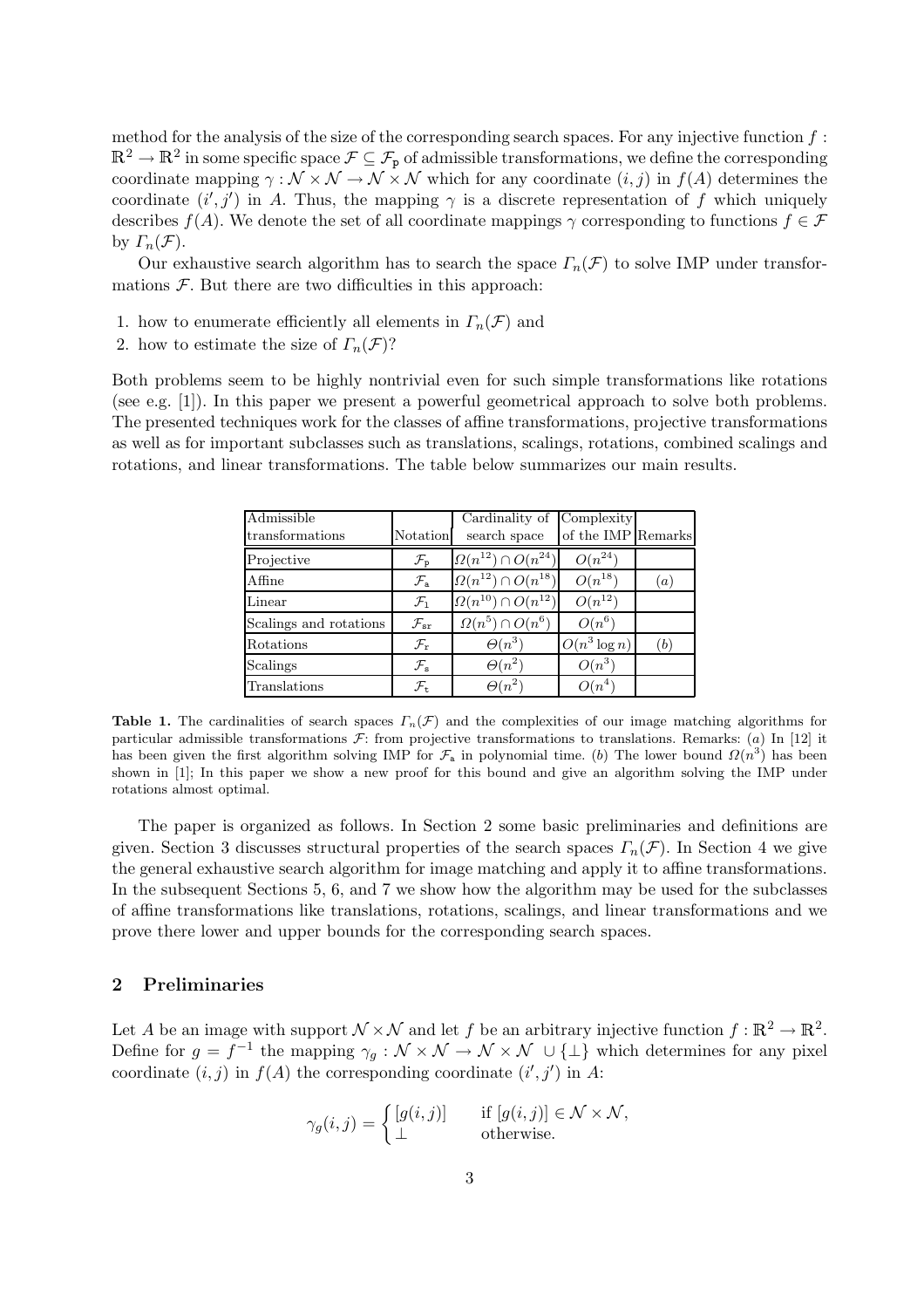method for the analysis of the size of the corresponding search spaces. For any injective function $f : \mathbb{R}^2 \to \mathbb{R}^2$ in some specific space $\mathcal{F} \subseteq \mathcal{F}_{\mathtt{p}}$ of admissible transformations, we define the corresponding coordinate mapping $\gamma : \mathcal{N} \times \mathcal{N} \to \mathcal{N} \times \mathcal{N}$ which for any coordinate $(i, j)$ in $f(A)$ determines the coordinate $(i', j')$ in $A$. Thus, the mapping $\gamma$ is a discrete representation of $f$ which uniquely describes $f(A)$. We denote the set of all coordinate mappings $\gamma$ corresponding to functions $f \in \mathcal{F}$ by $\mathit{\Gamma}_n(\mathcal{F})$.

Our exhaustive search algorithm has to search the space $\mathit{\Gamma}_n(\mathcal{F})$ to solve IMP under transformations $\mathcal{F}$. But there are two difficulties in this approach:

1. how to enumerate efficiently all elements in $\mathit{\Gamma}_n(\mathcal{F})$ and
2. how to estimate the size of $\mathit{\Gamma}_n(\mathcal{F})$?

Both problems seem to be highly nontrivial even for such simple transformations like rotations (see e.g. [1]). In this paper we present a powerful geometrical approach to solve both problems. The presented techniques work for the classes of affine transformations, projective transformations as well as for important subclasses such as translations, scalings, rotations, combined scalings and rotations, and linear transformations. The table below summarizes our main results.

| Admissible transformations | Notation | Cardinality of search space | Complexity of the IMP | Remarks |
|---|---|---|---|---|
| Projective | $\mathcal{F}_{\mathtt{p}}$ | $\Omega(n^{12}) \cap O(n^{24})$ | $O(n^{24})$ | |
| Affine | $\mathcal{F}_{\mathtt{a}}$ | $\Omega(n^{12}) \cap O(n^{18})$ | $O(n^{18})$ | $(a)$ |
| Linear | $\mathcal{F}_{\mathtt{l}}$ | $\Omega(n^{10}) \cap O(n^{12})$ | $O(n^{12})$ | |
| Scalings and rotations | $\mathcal{F}_{\mathtt{sr}}$ | $\Omega(n^{5}) \cap O(n^{6})$ | $O(n^{6})$ | |
| Rotations | $\mathcal{F}_{\mathtt{r}}$ | $\Theta(n^3)$ | $O(n^3 \log n)$ | $(b)$ |
| Scalings | $\mathcal{F}_{\mathtt{s}}$ | $\Theta(n^2)$ | $O(n^3)$ | |
| Translations | $\mathcal{F}_{\mathtt{t}}$ | $\Theta(n^2)$ | $O(n^4)$ | |

**Table 1.** The cardinalities of search spaces $\mathit{\Gamma}_n(\mathcal{F})$ and the complexities of our image matching algorithms for particular admissible transformations $\mathcal{F}$: from projective transformations to translations. Remarks: $(a)$ In [12] it has been given the first algorithm solving IMP for $\mathcal{F}_{\mathtt{a}}$ in polynomial time. $(b)$ The lower bound $\Omega(n^3)$ has been shown in [1]; In this paper we show a new proof for this bound and give an algorithm solving the IMP under rotations almost optimal.

The paper is organized as follows. In Section 2 some basic preliminaries and definitions are given. Section 3 discusses structural properties of the search spaces $\mathit{\Gamma}_n(\mathcal{F})$. In Section 4 we give the general exhaustive search algorithm for image matching and apply it to affine transformations. In the subsequent Sections 5, 6, and 7 we show how the algorithm may be used for the subclasses of affine transformations like translations, rotations, scalings, and linear transformations and we prove there lower and upper bounds for the corresponding search spaces.

## 2 Preliminaries

Let $A$ be an image with support $\mathcal{N} \times \mathcal{N}$ and let $f$ be an arbitrary injective function $f : \mathbb{R}^2 \to \mathbb{R}^2$. Define for $g = f^{-1}$ the mapping $\gamma_g : \mathcal{N} \times \mathcal{N} \to \mathcal{N} \times \mathcal{N} \;\cup \{\perp\}$ which determines for any pixel coordinate $(i, j)$ in $f(A)$ the corresponding coordinate $(i', j')$ in $A$:

$$\gamma_g(i, j) = \begin{cases} [g(i, j)] & \text{if } [g(i, j)] \in \mathcal{N} \times \mathcal{N}, \\ \perp & \text{otherwise.} \end{cases}$$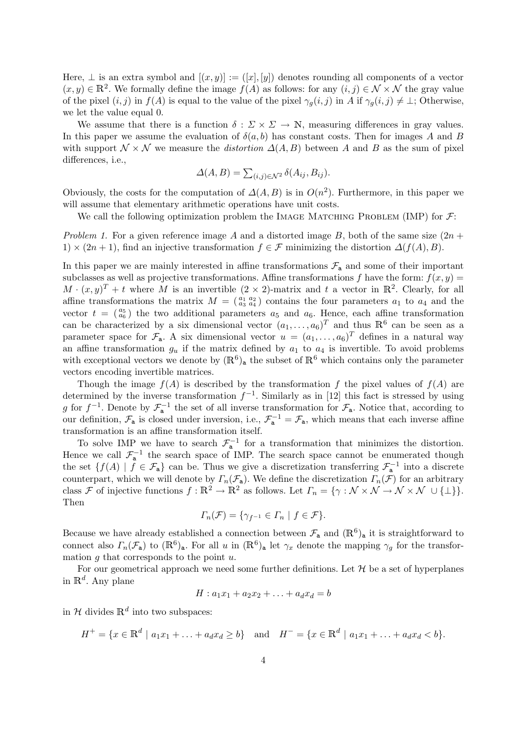Here, $\perp$ is an extra symbol and $[(x, y)] := ([x], [y])$ denotes rounding all components of a vector $(x, y) \in \mathbb{R}^2$. We formally define the image $f(A)$ as follows: for any $(i, j) \in \mathcal{N} \times \mathcal{N}$ the gray value of the pixel $(i, j)$ in $f(A)$ is equal to the value of the pixel $\gamma_g(i, j)$ in $A$ if $\gamma_g(i, j) \neq \perp$; Otherwise, we let the value equal 0.

We assume that there is a function $\delta : \Sigma \times \Sigma \to \mathbb{N}$, measuring differences in gray values. In this paper we assume the evaluation of $\delta(a, b)$ has constant costs. Then for images $A$ and $B$ with support $\mathcal{N} \times \mathcal{N}$ we measure the *distortion* $\Delta(A, B)$ between $A$ and $B$ as the sum of pixel differences, i.e.,

$$\Delta(A, B) = \textstyle\sum_{(i,j) \in \mathcal{N}^2} \delta(A_{ij}, B_{ij}).$$

Obviously, the costs for the computation of $\Delta(A, B)$ is in $O(n^2)$. Furthermore, in this paper we will assume that elementary arithmetic operations have unit costs.

We call the following optimization problem the Image Matching Problem (IMP) for $\mathcal{F}$:

*Problem 1.* For a given reference image $A$ and a distorted image $B$, both of the same size $(2n + 1) \times (2n + 1)$, find an injective transformation $f \in \mathcal{F}$ minimizing the distortion $\Delta(f(A), B)$.

In this paper we are mainly interested in affine transformations $\mathcal{F}_{\mathtt{a}}$ and some of their important subclasses as well as projective transformations. Affine transformations $f$ have the form: $f(x, y) = M \cdot (x, y)^T + t$ where $M$ is an invertible $(2 \times 2)$-matrix and $t$ a vector in $\mathbb{R}^2$. Clearly, for all affine transformations the matrix $M = \left(\begin{smallmatrix} a_1 & a_2 \\ a_3 & a_4 \end{smallmatrix}\right)$ contains the four parameters $a_1$ to $a_4$ and the vector $t = \left(\begin{smallmatrix} a_5 \\ a_6 \end{smallmatrix}\right)$ the two additional parameters $a_5$ and $a_6$. Hence, each affine transformation can be characterized by a six dimensional vector $(a_1, \ldots, a_6)^T$ and thus $\mathbb{R}^6$ can be seen as a parameter space for $\mathcal{F}_{\mathtt{a}}$. A six dimensional vector $u = (a_1, \ldots, a_6)^T$ defines in a natural way an affine transformation $g_u$ if the matrix defined by $a_1$ to $a_4$ is invertible. To avoid problems with exceptional vectors we denote by $(\mathbb{R}^6)_{\mathtt{a}}$ the subset of $\mathbb{R}^6$ which contains only the parameter vectors encoding invertible matrices.

Though the image $f(A)$ is described by the transformation $f$ the pixel values of $f(A)$ are determined by the inverse transformation $f^{-1}$. Similarly as in [12] this fact is stressed by using $g$ for $f^{-1}$. Denote by $\mathcal{F}_{\mathtt{a}}^{-1}$ the set of all inverse transformation for $\mathcal{F}_{\mathtt{a}}$. Notice that, according to our definition, $\mathcal{F}_{\mathtt{a}}$ is closed under inversion, i.e., $\mathcal{F}_{\mathtt{a}}^{-1} = \mathcal{F}_{\mathtt{a}}$, which means that each inverse affine transformation is an affine transformation itself.

To solve IMP we have to search $\mathcal{F}_{\mathtt{a}}^{-1}$ for a transformation that minimizes the distortion. Hence we call $\mathcal{F}_{\mathtt{a}}^{-1}$ the search space of IMP. The search space cannot be enumerated though the set $\{f(A) \mid f \in \mathcal{F}_{\mathtt{a}}\}$ can be. Thus we give a discretization transferring $\mathcal{F}_{\mathtt{a}}^{-1}$ into a discrete counterpart, which we will denote by $\Gamma_n(\mathcal{F}_{\mathtt{a}})$. We define the discretization $\Gamma_n(\mathcal{F})$ for an arbitrary class $\mathcal{F}$ of injective functions $f : \mathbb{R}^2 \to \mathbb{R}^2$ as follows. Let $\Gamma_n = \{\gamma : \mathcal{N} \times \mathcal{N} \to \mathcal{N} \times \mathcal{N} \cup \{\perp\}\}$. Then

$$\Gamma_n(\mathcal{F}) = \{\gamma_{f^{-1}} \in \Gamma_n \mid f \in \mathcal{F}\}.$$

Because we have already established a connection between $\mathcal{F}_{\mathtt{a}}$ and $(\mathbb{R}^6)_{\mathtt{a}}$ it is straightforward to connect also $\Gamma_n(\mathcal{F}_{\mathtt{a}})$ to $(\mathbb{R}^6)_{\mathtt{a}}$. For all $u$ in $(\mathbb{R}^6)_{\mathtt{a}}$ let $\gamma_x$ denote the mapping $\gamma_g$ for the transformation $g$ that corresponds to the point $u$.

For our geometrical approach we need some further definitions. Let $\mathcal{H}$ be a set of hyperplanes in $\mathbb{R}^d$. Any plane

$$H : a_1x_1 + a_2x_2 + \ldots + a_dx_d = b$$

in $\mathcal{H}$ divides $\mathbb{R}^d$ into two subspaces:

$$H^+ = \{x \in \mathbb{R}^d \mid a_1x_1 + \ldots + a_dx_d \geq b\} \quad \text{and} \quad H^- = \{x \in \mathbb{R}^d \mid a_1x_1 + \ldots + a_dx_d < b\}.$$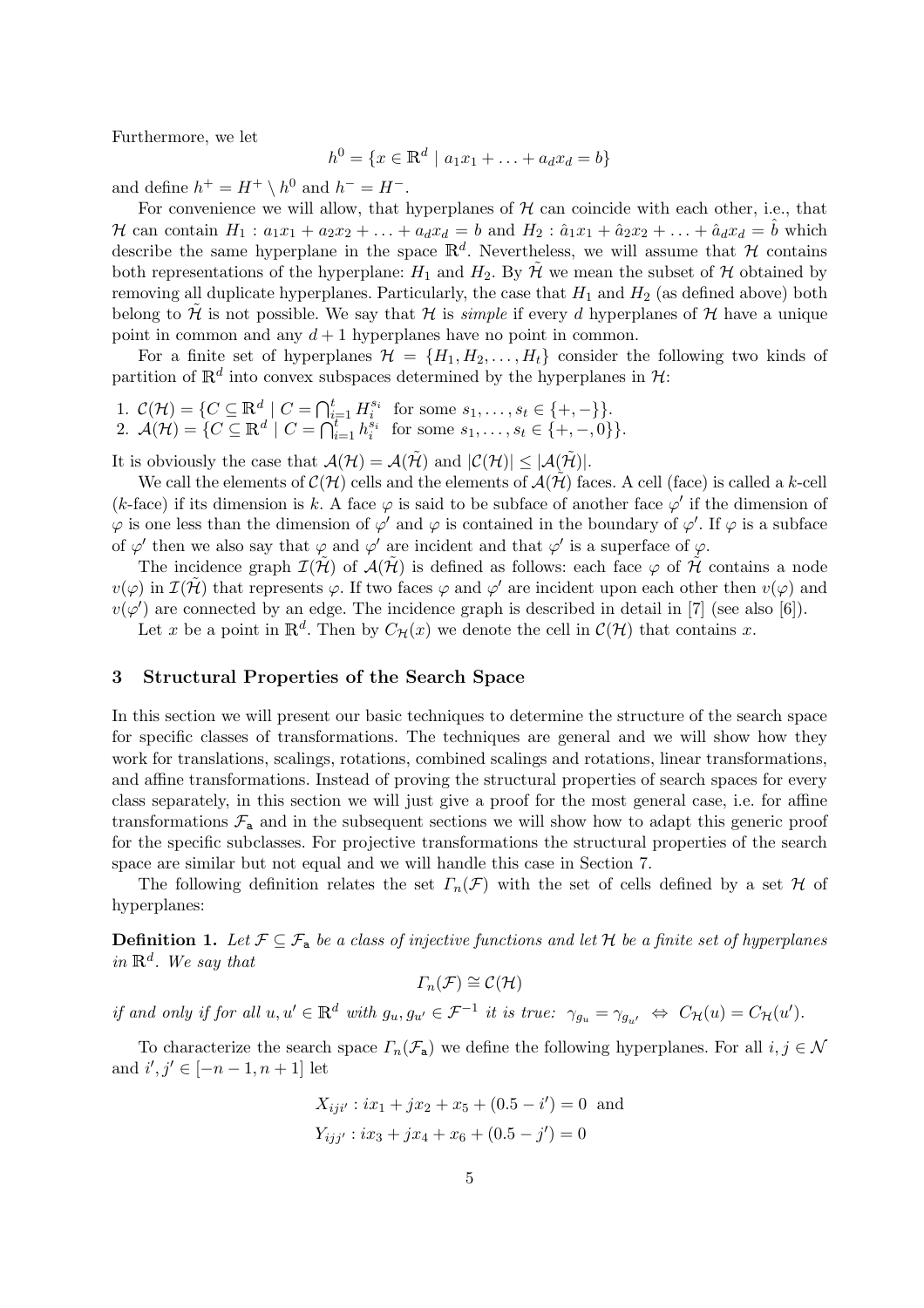Furthermore, we let

$$h^0 = \{x \in \mathbb{R}^d \mid a_1x_1 + \ldots + a_dx_d = b\}$$

and define $h^+ = H^+ \setminus h^0$ and $h^- = H^-$.

For convenience we will allow, that hyperplanes of $\mathcal{H}$ can coincide with each other, i.e., that $\mathcal{H}$ can contain $H_1 : a_1x_1 + a_2x_2 + \ldots + a_dx_d = b$ and $H_2 : \hat{a}_1x_1 + \hat{a}_2x_2 + \ldots + \hat{a}_dx_d = \hat{b}$ which describe the same hyperplane in the space $\mathbb{R}^d$. Nevertheless, we will assume that $\mathcal{H}$ contains both representations of the hyperplane: $H_1$ and $H_2$. By $\tilde{\mathcal{H}}$ we mean the subset of $\mathcal{H}$ obtained by removing all duplicate hyperplanes. Particularly, the case that $H_1$ and $H_2$ (as defined above) both belong to $\tilde{\mathcal{H}}$ is not possible. We say that $\mathcal{H}$ is *simple* if every $d$ hyperplanes of $\mathcal{H}$ have a unique point in common and any $d+1$ hyperplanes have no point in common.

For a finite set of hyperplanes $\mathcal{H} = \{H_1, H_2, \ldots, H_t\}$ consider the following two kinds of partition of $\mathbb{R}^d$ into convex subspaces determined by the hyperplanes in $\mathcal{H}$:

1. $\mathcal{C}(\mathcal{H}) = \{C \subseteq \mathbb{R}^d \mid C = \bigcap_{i=1}^{t} H_i^{s_i} \text{ for some } s_1, \ldots, s_t \in \{+, -\}\}$.
2. $\mathcal{A}(\mathcal{H}) = \{C \subseteq \mathbb{R}^d \mid C = \bigcap_{i=1}^{t} h_i^{s_i} \text{ for some } s_1, \ldots, s_t \in \{+, -, 0\}\}$.

It is obviously the case that $\mathcal{A}(\mathcal{H}) = \mathcal{A}(\tilde{\mathcal{H}})$ and $|\mathcal{C}(\mathcal{H})| \leq |\mathcal{A}(\tilde{\mathcal{H}})|$.

We call the elements of $\mathcal{C}(\mathcal{H})$ cells and the elements of $\mathcal{A}(\tilde{\mathcal{H}})$ faces. A cell (face) is called a $k$-cell ($k$-face) if its dimension is $k$. A face $\varphi$ is said to be subface of another face $\varphi'$ if the dimension of $\varphi$ is one less than the dimension of $\varphi'$ and $\varphi$ is contained in the boundary of $\varphi'$. If $\varphi$ is a subface of $\varphi'$ then we also say that $\varphi$ and $\varphi'$ are incident and that $\varphi'$ is a superface of $\varphi$.

The incidence graph $\mathcal{I}(\tilde{\mathcal{H}})$ of $\mathcal{A}(\tilde{\mathcal{H}})$ is defined as follows: each face $\varphi$ of $\tilde{\mathcal{H}}$ contains a node $v(\varphi)$ in $\mathcal{I}(\tilde{\mathcal{H}})$ that represents $\varphi$. If two faces $\varphi$ and $\varphi'$ are incident upon each other then $v(\varphi)$ and $v(\varphi')$ are connected by an edge. The incidence graph is described in detail in [7] (see also [6]).

Let $x$ be a point in $\mathbb{R}^d$. Then by $C_{\mathcal{H}}(x)$ we denote the cell in $\mathcal{C}(\mathcal{H})$ that contains $x$.

## 3 Structural Properties of the Search Space

In this section we will present our basic techniques to determine the structure of the search space for specific classes of transformations. The techniques are general and we will show how they work for translations, scalings, rotations, combined scalings and rotations, linear transformations, and affine transformations. Instead of proving the structural properties of search spaces for every class separately, in this section we will just give a proof for the most general case, i.e. for affine transformations $\mathcal{F}_{\mathtt{a}}$ and in the subsequent sections we will show how to adapt this generic proof for the specific subclasses. For projective transformations the structural properties of the search space are similar but not equal and we will handle this case in Section 7.

The following definition relates the set $\Gamma_n(\mathcal{F})$ with the set of cells defined by a set $\mathcal{H}$ of hyperplanes:

**Definition 1.** *Let $\mathcal{F} \subseteq \mathcal{F}_{\mathtt{a}}$ be a class of injective functions and let $\mathcal{H}$ be a finite set of hyperplanes in $\mathbb{R}^d$. We say that*

$$\Gamma_n(\mathcal{F}) \cong \mathcal{C}(\mathcal{H})$$

*if and only if for all $u, u' \in \mathbb{R}^d$ with $g_u, g_{u'} \in \mathcal{F}^{-1}$ it is true: $\gamma_{g_u} = \gamma_{g_{u'}} \;\Leftrightarrow\; C_{\mathcal{H}}(u) = C_{\mathcal{H}}(u')$.*

To characterize the search space $\Gamma_n(\mathcal{F}_{\mathtt{a}})$ we define the following hyperplanes. For all $i, j \in \mathcal{N}$ and $i', j' \in [-n-1, n+1]$ let

$$X_{iji'} : ix_1 + jx_2 + x_5 + (0.5 - i') = 0 \;\text{ and}$$

$$Y_{ijj'} : ix_3 + jx_4 + x_6 + (0.5 - j') = 0$$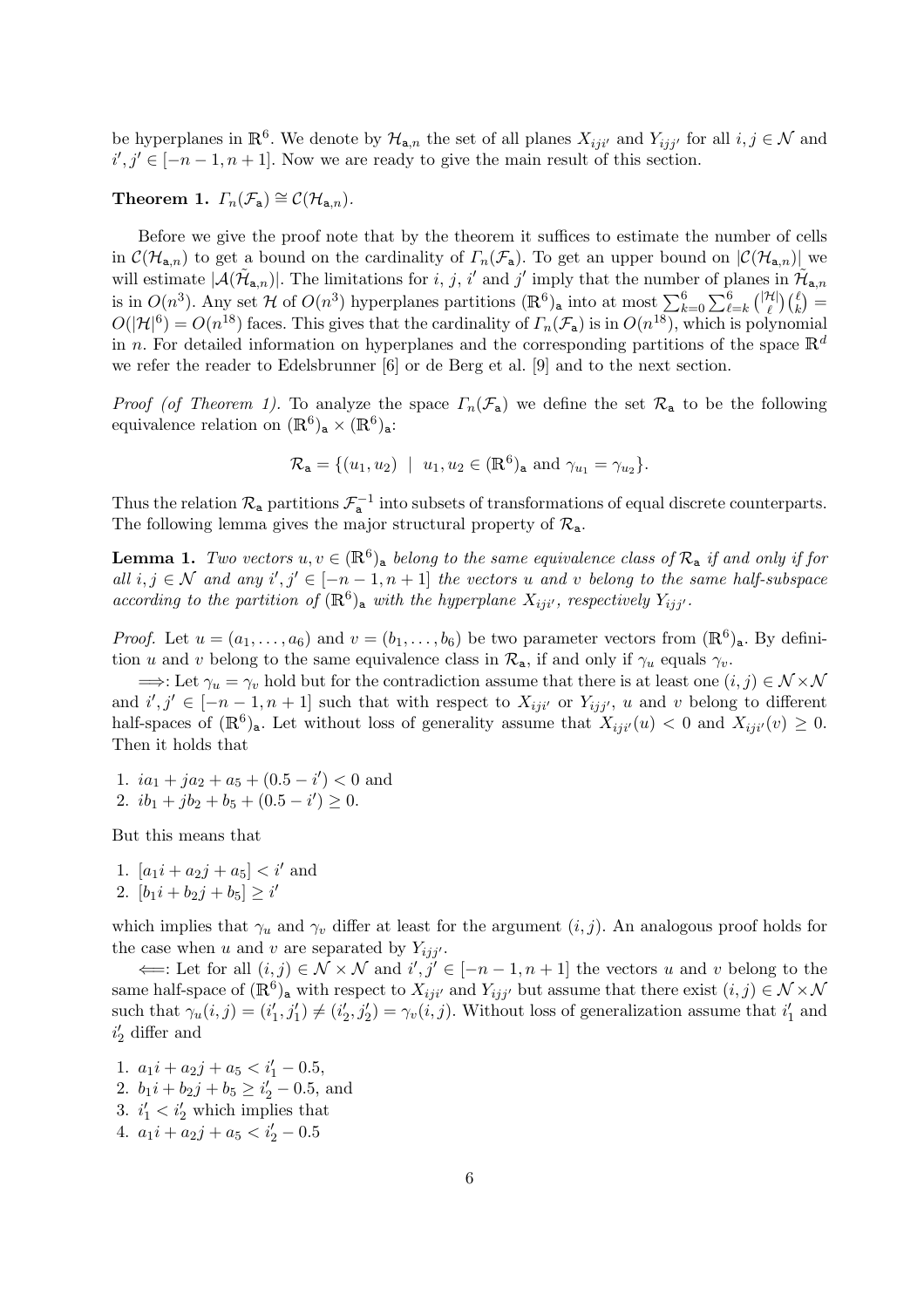be hyperplanes in $\mathbb{R}^6$. We denote by $\mathcal{H}_{\mathtt{a},n}$ the set of all planes $X_{iji'}$ and $Y_{ijj'}$ for all $i, j \in \mathcal{N}$ and $i', j' \in [-n-1, n+1]$. Now we are ready to give the main result of this section.

**Theorem 1.** *$\Gamma_n(\mathcal{F}_{\mathtt{a}}) \cong \mathcal{C}(\mathcal{H}_{\mathtt{a},n})$.*

Before we give the proof note that by the theorem it suffices to estimate the number of cells in $\mathcal{C}(\mathcal{H}_{\mathtt{a},n})$ to get a bound on the cardinality of $\Gamma_n(\mathcal{F}_{\mathtt{a}})$. To get an upper bound on $|\mathcal{C}(\mathcal{H}_{\mathtt{a},n})|$ we will estimate $|\mathcal{A}(\tilde{\mathcal{H}}_{\mathtt{a},n})|$. The limitations for $i$, $j$, $i'$ and $j'$ imply that the number of planes in $\tilde{\mathcal{H}}_{\mathtt{a},n}$ is in $O(n^3)$. Any set $\mathcal{H}$ of $O(n^3)$ hyperplanes partitions $(\mathbb{R}^6)_{\mathtt{a}}$ into at most $\sum_{k=0}^{6}\sum_{\ell=k}^{6}\binom{|\mathcal{H}|}{\ell}\binom{\ell}{k} = O(|\mathcal{H}|^6) = O(n^{18})$ faces. This gives that the cardinality of $\Gamma_n(\mathcal{F}_{\mathtt{a}})$ is in $O(n^{18})$, which is polynomial in $n$. For detailed information on hyperplanes and the corresponding partitions of the space $\mathbb{R}^d$ we refer the reader to Edelsbrunner [6] or de Berg et al. [9] and to the next section.

*Proof (of Theorem 1).* To analyze the space $\Gamma_n(\mathcal{F}_{\mathtt{a}})$ we define the set $\mathcal{R}_{\mathtt{a}}$ to be the following equivalence relation on $(\mathbb{R}^6)_{\mathtt{a}} \times (\mathbb{R}^6)_{\mathtt{a}}$:

$$\mathcal{R}_{\mathtt{a}} = \{(u_1, u_2) \ | \ u_1, u_2 \in (\mathbb{R}^6)_{\mathtt{a}} \text{ and } \gamma_{u_1} = \gamma_{u_2}\}.$$

Thus the relation $\mathcal{R}_{\mathtt{a}}$ partitions $\mathcal{F}_{\mathtt{a}}^{-1}$ into subsets of transformations of equal discrete counterparts. The following lemma gives the major structural property of $\mathcal{R}_{\mathtt{a}}$.

**Lemma 1.** *Two vectors $u, v \in (\mathbb{R}^6)_{\mathtt{a}}$ belong to the same equivalence class of $\mathcal{R}_{\mathtt{a}}$ if and only if for all $i, j \in \mathcal{N}$ and any $i', j' \in [-n-1, n+1]$ the vectors $u$ and $v$ belong to the same half-subspace according to the partition of $(\mathbb{R}^6)_{\mathtt{a}}$ with the hyperplane $X_{iji'}$, respectively $Y_{ijj'}$.*

*Proof.* Let $u = (a_1, \ldots, a_6)$ and $v = (b_1, \ldots, b_6)$ be two parameter vectors from $(\mathbb{R}^6)_{\mathtt{a}}$. By definition $u$ and $v$ belong to the same equivalence class in $\mathcal{R}_{\mathtt{a}}$, if and only if $\gamma_u$ equals $\gamma_v$.

$\Longrightarrow$: Let $\gamma_u = \gamma_v$ hold but for the contradiction assume that there is at least one $(i, j) \in \mathcal{N} \times \mathcal{N}$ and $i', j' \in [-n-1, n+1]$ such that with respect to $X_{iji'}$ or $Y_{ijj'}$, $u$ and $v$ belong to different half-spaces of $(\mathbb{R}^6)_{\mathtt{a}}$. Let without loss of generality assume that $X_{iji'}(u) < 0$ and $X_{iji'}(v) \geq 0$. Then it holds that

1. $ia_1 + ja_2 + a_5 + (0.5 - i') < 0$ and
2. $ib_1 + jb_2 + b_5 + (0.5 - i') \geq 0$.

But this means that

1. $[a_1 i + a_2 j + a_5] < i'$ and
2. $[b_1 i + b_2 j + b_5] \geq i'$

which implies that $\gamma_u$ and $\gamma_v$ differ at least for the argument $(i, j)$. An analogous proof holds for the case when $u$ and $v$ are separated by $Y_{ijj'}$.

$\Longleftarrow$: Let for all $(i, j) \in \mathcal{N} \times \mathcal{N}$ and $i', j' \in [-n-1, n+1]$ the vectors $u$ and $v$ belong to the same half-space of $(\mathbb{R}^6)_{\mathtt{a}}$ with respect to $X_{iji'}$ and $Y_{ijj'}$ but assume that there exist $(i, j) \in \mathcal{N} \times \mathcal{N}$ such that $\gamma_u(i, j) = (i'_1, j'_1) \neq (i'_2, j'_2) = \gamma_v(i, j)$. Without loss of generalization assume that $i'_1$ and $i'_2$ differ and

1. $a_1 i + a_2 j + a_5 < i'_1 - 0.5$,
2. $b_1 i + b_2 j + b_5 \geq i'_2 - 0.5$, and
3. $i'_1 < i'_2$ which implies that
4. $a_1 i + a_2 j + a_5 < i'_2 - 0.5$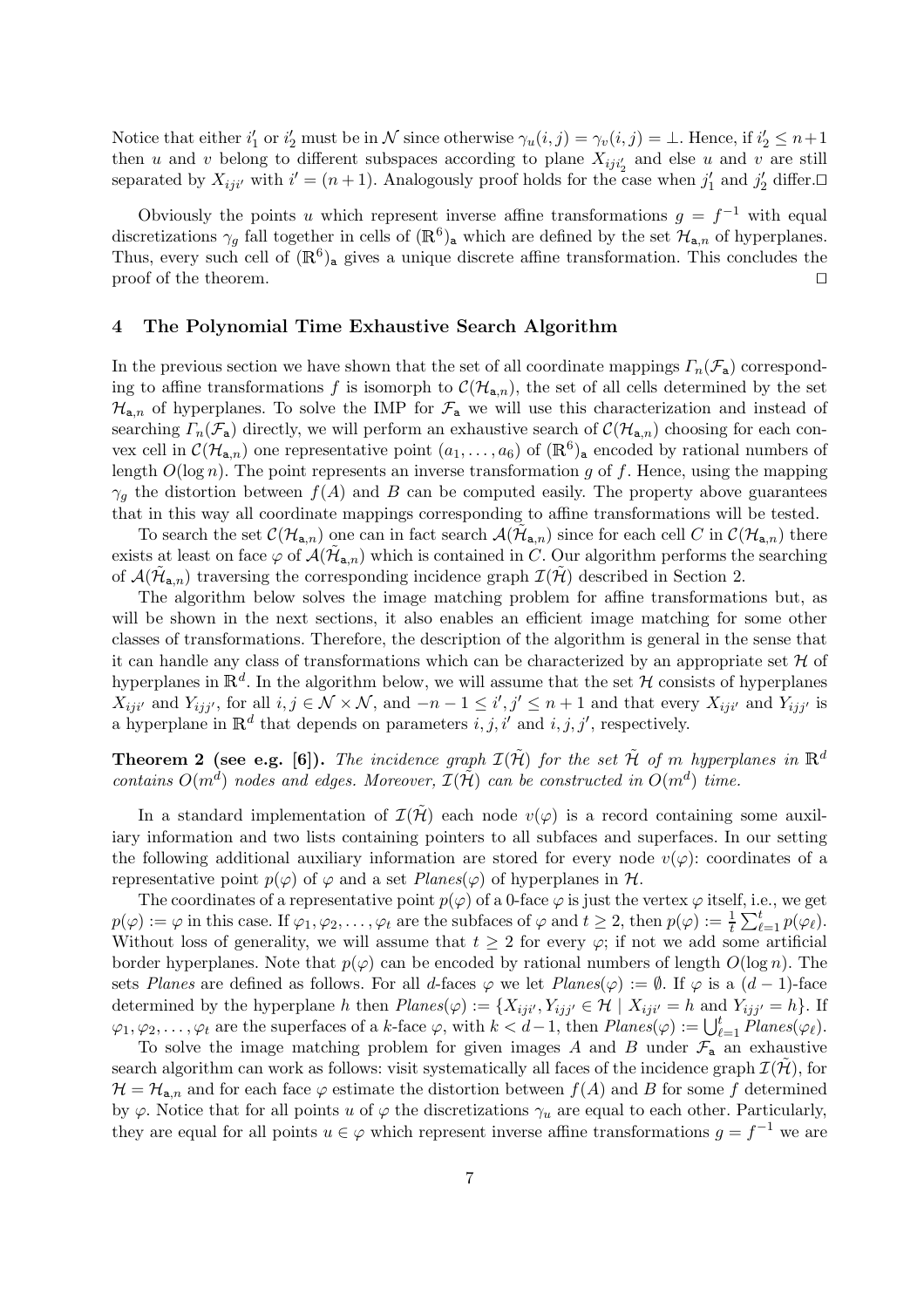Notice that either $i'_1$ or $i'_2$ must be in $\mathcal{N}$ since otherwise $\gamma_u(i,j) = \gamma_v(i,j) = \perp$. Hence, if $i'_2 \leq n+1$ then $u$ and $v$ belong to different subspaces according to plane $X_{iji'_2}$ and else $u$ and $v$ are still separated by $X_{iji'}$ with $i' = (n+1)$. Analogously proof holds for the case when $j'_1$ and $j'_2$ differ. $\square$

Obviously the points $u$ which represent inverse affine transformations $g = f^{-1}$ with equal discretizations $\gamma_g$ fall together in cells of $(\mathbb{R}^6)_{\mathsf{a}}$ which are defined by the set $\mathcal{H}_{\mathsf{a},n}$ of hyperplanes. Thus, every such cell of $(\mathbb{R}^6)_{\mathsf{a}}$ gives a unique discrete affine transformation. This concludes the proof of the theorem. $\square$

## 4 The Polynomial Time Exhaustive Search Algorithm

In the previous section we have shown that the set of all coordinate mappings $\Gamma_n(\mathcal{F}_{\mathsf{a}})$ corresponding to affine transformations $f$ is isomorph to $\mathcal{C}(\mathcal{H}_{\mathsf{a},n})$, the set of all cells determined by the set $\mathcal{H}_{\mathsf{a},n}$ of hyperplanes. To solve the IMP for $\mathcal{F}_{\mathsf{a}}$ we will use this characterization and instead of searching $\Gamma_n(\mathcal{F}_{\mathsf{a}})$ directly, we will perform an exhaustive search of $\mathcal{C}(\mathcal{H}_{\mathsf{a},n})$ choosing for each convex cell in $\mathcal{C}(\mathcal{H}_{\mathsf{a},n})$ one representative point $(a_1, \ldots, a_6)$ of $(\mathbb{R}^6)_{\mathsf{a}}$ encoded by rational numbers of length $O(\log n)$. The point represents an inverse transformation $g$ of $f$. Hence, using the mapping $\gamma_g$ the distortion between $f(A)$ and $B$ can be computed easily. The property above guarantees that in this way all coordinate mappings corresponding to affine transformations will be tested.

To search the set $\mathcal{C}(\mathcal{H}_{\mathsf{a},n})$ one can in fact search $\mathcal{A}(\tilde{\mathcal{H}}_{\mathsf{a},n})$ since for each cell $C$ in $\mathcal{C}(\mathcal{H}_{\mathsf{a},n})$ there exists at least on face $\varphi$ of $\mathcal{A}(\tilde{\mathcal{H}}_{\mathsf{a},n})$ which is contained in $C$. Our algorithm performs the searching of $\mathcal{A}(\tilde{\mathcal{H}}_{\mathsf{a},n})$ traversing the corresponding incidence graph $\mathcal{I}(\tilde{\mathcal{H}})$ described in Section 2.

The algorithm below solves the image matching problem for affine transformations but, as will be shown in the next sections, it also enables an efficient image matching for some other classes of transformations. Therefore, the description of the algorithm is general in the sense that it can handle any class of transformations which can be characterized by an appropriate set $\mathcal{H}$ of hyperplanes in $\mathbb{R}^d$. In the algorithm below, we will assume that the set $\mathcal{H}$ consists of hyperplanes $X_{iji'}$ and $Y_{ijj'}$, for all $i, j \in \mathcal{N} \times \mathcal{N}$, and $-n-1 \leq i', j' \leq n+1$ and that every $X_{iji'}$ and $Y_{ijj'}$ is a hyperplane in $\mathbb{R}^d$ that depends on parameters $i, j, i'$ and $i, j, j'$, respectively.

**Theorem 2 (see e.g. [6]).** *The incidence graph $\mathcal{I}(\tilde{\mathcal{H}})$ for the set $\tilde{\mathcal{H}}$ of $m$ hyperplanes in $\mathbb{R}^d$ contains $O(m^d)$ nodes and edges. Moreover, $\mathcal{I}(\tilde{\mathcal{H}})$ can be constructed in $O(m^d)$ time.*

In a standard implementation of $\mathcal{I}(\tilde{\mathcal{H}})$ each node $v(\varphi)$ is a record containing some auxiliary information and two lists containing pointers to all subfaces and superfaces. In our setting the following additional auxiliary information are stored for every node $v(\varphi)$: coordinates of a representative point $p(\varphi)$ of $\varphi$ and a set $Planes(\varphi)$ of hyperplanes in $\mathcal{H}$.

The coordinates of a representative point $p(\varphi)$ of a 0-face $\varphi$ is just the vertex $\varphi$ itself, i.e., we get $p(\varphi) := \varphi$ in this case. If $\varphi_1, \varphi_2, \ldots, \varphi_t$ are the subfaces of $\varphi$ and $t \geq 2$, then $p(\varphi) := \frac{1}{t}\sum_{\ell=1}^{t} p(\varphi_\ell)$. Without loss of generality, we will assume that $t \geq 2$ for every $\varphi$; if not we add some artificial border hyperplanes. Note that $p(\varphi)$ can be encoded by rational numbers of length $O(\log n)$. The sets *Planes* are defined as follows. For all $d$-faces $\varphi$ we let $Planes(\varphi) := \emptyset$. If $\varphi$ is a $(d-1)$-face determined by the hyperplane $h$ then $Planes(\varphi) := \{X_{iji'}, Y_{ijj'} \in \mathcal{H} \mid X_{iji'} = h \text{ and } Y_{ijj'} = h\}$. If $\varphi_1, \varphi_2, \ldots, \varphi_t$ are the superfaces of a $k$-face $\varphi$, with $k < d-1$, then $Planes(\varphi) := \bigcup_{\ell=1}^{t} Planes(\varphi_\ell)$.

To solve the image matching problem for given images $A$ and $B$ under $\mathcal{F}_{\mathsf{a}}$ an exhaustive search algorithm can work as follows: visit systematically all faces of the incidence graph $\mathcal{I}(\tilde{\mathcal{H}})$, for $\mathcal{H} = \mathcal{H}_{\mathsf{a},n}$ and for each face $\varphi$ estimate the distortion between $f(A)$ and $B$ for some $f$ determined by $\varphi$. Notice that for all points $u$ of $\varphi$ the discretizations $\gamma_u$ are equal to each other. Particularly, they are equal for all points $u \in \varphi$ which represent inverse affine transformations $g = f^{-1}$ we are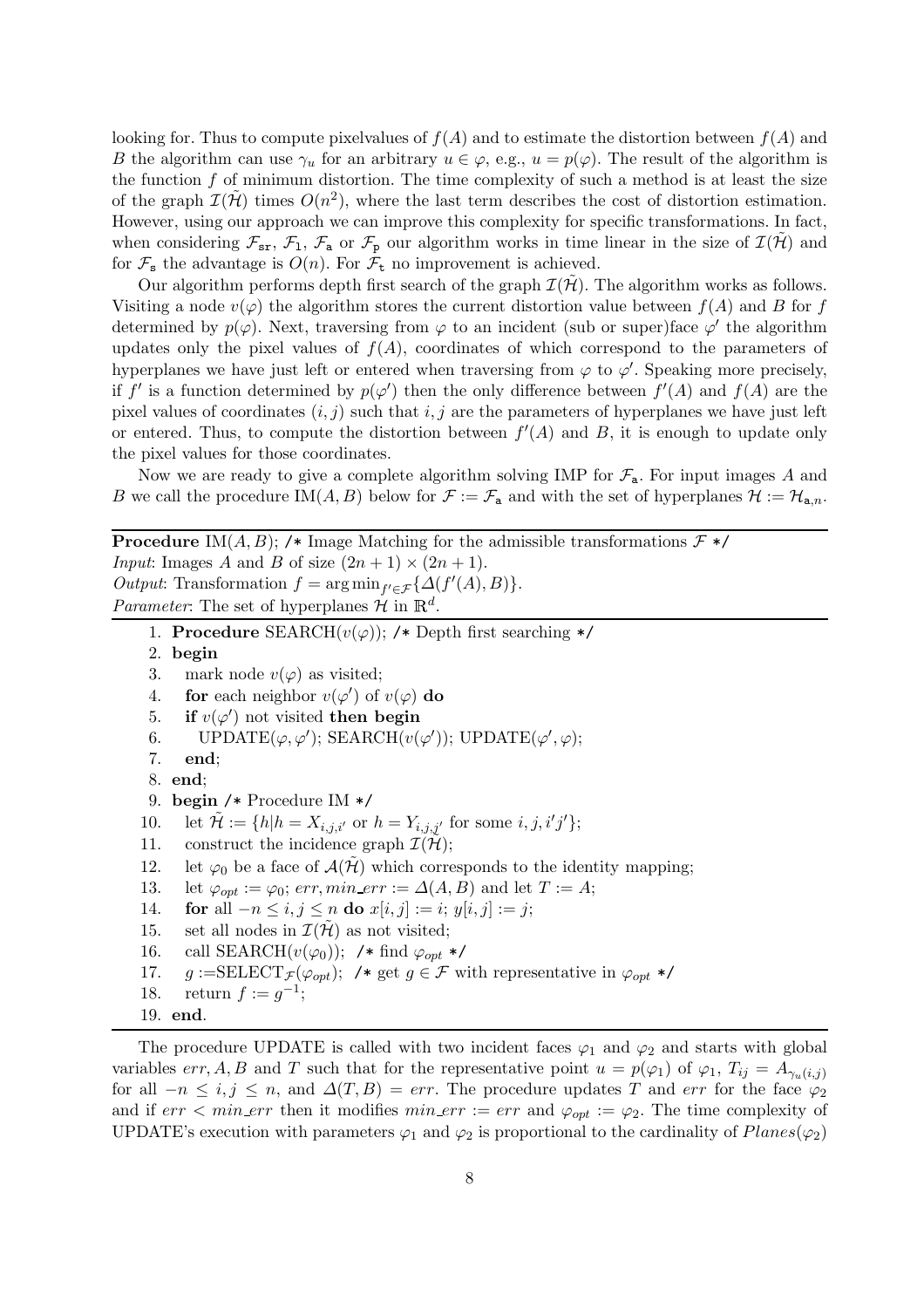looking for. Thus to compute pixelvalues of $f(A)$ and to estimate the distortion between $f(A)$ and $B$ the algorithm can use $\gamma_u$ for an arbitrary $u \in \varphi$, e.g., $u = p(\varphi)$. The result of the algorithm is the function $f$ of minimum distortion. The time complexity of such a method is at least the size of the graph $\mathcal{I}(\tilde{\mathcal{H}})$ times $O(n^2)$, where the last term describes the cost of distortion estimation. However, using our approach we can improve this complexity for specific transformations. In fact, when considering $\mathcal{F}_{\mathtt{sr}}$, $\mathcal{F}_{\mathtt{l}}$, $\mathcal{F}_{\mathtt{a}}$ or $\mathcal{F}_{\mathtt{p}}$ our algorithm works in time linear in the size of $\mathcal{I}(\tilde{\mathcal{H}})$ and for $\mathcal{F}_{\mathtt{s}}$ the advantage is $O(n)$. For $\mathcal{F}_{\mathtt{t}}$ no improvement is achieved.

Our algorithm performs depth first search of the graph $\mathcal{I}(\tilde{\mathcal{H}})$. The algorithm works as follows. Visiting a node $v(\varphi)$ the algorithm stores the current distortion value between $f(A)$ and $B$ for $f$ determined by $p(\varphi)$. Next, traversing from $\varphi$ to an incident (sub or super)face $\varphi'$ the algorithm updates only the pixel values of $f(A)$, coordinates of which correspond to the parameters of hyperplanes we have just left or entered when traversing from $\varphi$ to $\varphi'$. Speaking more precisely, if $f'$ is a function determined by $p(\varphi')$ then the only difference between $f'(A)$ and $f(A)$ are the pixel values of coordinates $(i, j)$ such that $i, j$ are the parameters of hyperplanes we have just left or entered. Thus, to compute the distortion between $f'(A)$ and $B$, it is enough to update only the pixel values for those coordinates.

Now we are ready to give a complete algorithm solving IMP for $\mathcal{F}_{\mathtt{a}}$. For input images $A$ and $B$ we call the procedure IM$(A, B)$ below for $\mathcal{F} := \mathcal{F}_{\mathtt{a}}$ and with the set of hyperplanes $\mathcal{H} := \mathcal{H}_{\mathtt{a},n}$.

**Procedure** IM$(A, B)$; /* Image Matching for the admissible transformations $\mathcal{F}$ */
*Input*: Images $A$ and $B$ of size $(2n + 1) \times (2n + 1)$.
*Output*: Transformation $f = \arg\min_{f' \in \mathcal{F}} \{\Delta(f'(A), B)\}$.
*Parameter*: The set of hyperplanes $\mathcal{H}$ in $\mathbb{R}^d$.

1. **Procedure** SEARCH$(v(\varphi))$; /* Depth first searching */
2. **begin**
3. mark node $v(\varphi)$ as visited;
4. **for** each neighbor $v(\varphi')$ of $v(\varphi)$ **do**
5. **if** $v(\varphi')$ not visited **then begin**
6. UPDATE$(\varphi, \varphi')$; SEARCH$(v(\varphi'))$; UPDATE$(\varphi', \varphi)$;
7. **end**;
8. **end**;
9. **begin** /* Procedure IM */
10. let $\tilde{\mathcal{H}} := \{h | h = X_{i,j,i'}$ or $h = Y_{i,j,j'}$ for some $i, j, i' j'\}$;
11. construct the incidence graph $\mathcal{I}(\tilde{\mathcal{H}})$;
12. let $\varphi_0$ be a face of $\mathcal{A}(\tilde{\mathcal{H}})$ which corresponds to the identity mapping;
13. let $\varphi_{opt} := \varphi_0$; $err, min\_err := \Delta(A, B)$ and let $T := A$;
14. **for** all $-n \leq i, j \leq n$ **do** $x[i, j] := i$; $y[i, j] := j$;
15. set all nodes in $\mathcal{I}(\tilde{\mathcal{H}})$ as not visited;
16. call SEARCH$(v(\varphi_0))$; /* find $\varphi_{opt}$ */
17. $g :=$SELECT$_{\mathcal{F}}(\varphi_{opt})$; /* get $g \in \mathcal{F}$ with representative in $\varphi_{opt}$ */
18. return $f := g^{-1}$;
19. **end**.

The procedure UPDATE is called with two incident faces $\varphi_1$ and $\varphi_2$ and starts with global variables $err, A, B$ and $T$ such that for the representative point $u = p(\varphi_1)$ of $\varphi_1$, $T_{ij} = A_{\gamma_u(i,j)}$ for all $-n \leq i, j \leq n$, and $\Delta(T, B) = err$. The procedure updates $T$ and $err$ for the face $\varphi_2$ and if $err < min\_err$ then it modifies $min\_err := err$ and $\varphi_{opt} := \varphi_2$. The time complexity of UPDATE's execution with parameters $\varphi_1$ and $\varphi_2$ is proportional to the cardinality of $Planes(\varphi_2)$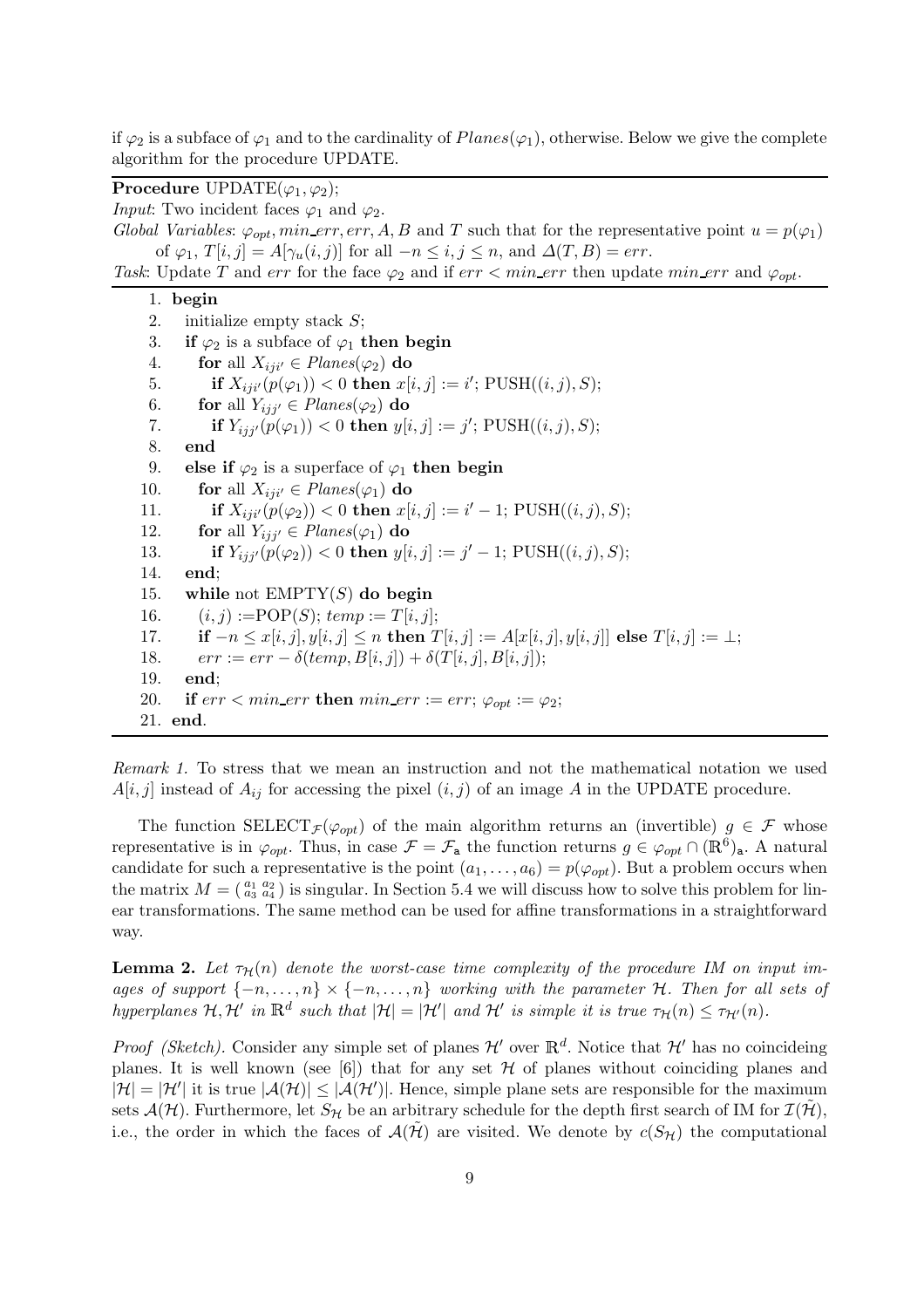if $\varphi_2$ is a subface of $\varphi_1$ and to the cardinality of $Planes(\varphi_1)$, otherwise. Below we give the complete algorithm for the procedure UPDATE.

---

**Procedure** UPDATE($\varphi_1, \varphi_2$);

*Input*: Two incident faces $\varphi_1$ and $\varphi_2$.

*Global Variables*: $\varphi_{opt}, min\_err, err, A, B$ and $T$ such that for the representative point $u = p(\varphi_1)$ of $\varphi_1$, $T[i,j] = A[\gamma_u(i,j)]$ for all $-n \leq i,j \leq n$, and $\Delta(T,B) = err$.

*Task*: Update $T$ and $err$ for the face $\varphi_2$ and if $err < min\_err$ then update $min\_err$ and $\varphi_{opt}$.

---

```
 1. begin
 2.   initialize empty stack S;
 3.   if φ2 is a subface of φ1 then begin
 4.     for all X_iji' ∈ Planes(φ2) do
 5.       if X_iji'(p(φ1)) < 0 then x[i,j] := i'; PUSH((i,j),S);
 6.     for all Y_ijj' ∈ Planes(φ2) do
 7.       if Y_ijj'(p(φ1)) < 0 then y[i,j] := j'; PUSH((i,j),S);
 8.   end
 9.   else if φ2 is a superface of φ1 then begin
10.     for all X_iji' ∈ Planes(φ1) do
11.       if X_iji'(p(φ2)) < 0 then x[i,j] := i' − 1; PUSH((i,j),S);
12.     for all Y_ijj' ∈ Planes(φ1) do
13.       if Y_ijj'(p(φ2)) < 0 then y[i,j] := j' − 1; PUSH((i,j),S);
14.   end;
15.   while not EMPTY(S) do begin
16.     (i,j) :=POP(S); temp := T[i,j];
17.     if −n ≤ x[i,j], y[i,j] ≤ n then T[i,j] := A[x[i,j], y[i,j]] else T[i,j] := ⊥;
18.     err := err − δ(temp, B[i,j]) + δ(T[i,j], B[i,j]);
19.   end;
20.   if err < min_err then min_err := err; φ_opt := φ2;
21. end.
```

---

*Remark 1.* To stress that we mean an instruction and not the mathematical notation we used $A[i,j]$ instead of $A_{ij}$ for accessing the pixel $(i,j)$ of an image $A$ in the UPDATE procedure.

The function $\text{SELECT}_{\mathcal{F}}(\varphi_{opt})$ of the main algorithm returns an (invertible) $g \in \mathcal{F}$ whose representative is in $\varphi_{opt}$. Thus, in case $\mathcal{F} = \mathcal{F}_{\mathsf{a}}$ the function returns $g \in \varphi_{opt} \cap (\mathbb{R}^6)_{\mathsf{a}}$. A natural candidate for such a representative is the point $(a_1, \ldots, a_6) = p(\varphi_{opt})$. But a problem occurs when the matrix $M = \begin{pmatrix} a_1 & a_2 \\ a_3 & a_4 \end{pmatrix}$ is singular. In Section 5.4 we will discuss how to solve this problem for linear transformations. The same method can be used for affine transformations in a straightforward way.

**Lemma 2.** *Let $\tau_{\mathcal{H}}(n)$ denote the worst-case time complexity of the procedure IM on input images of support $\{-n, \ldots, n\} \times \{-n, \ldots, n\}$ working with the parameter $\mathcal{H}$. Then for all sets of hyperplanes $\mathcal{H}, \mathcal{H}'$ in $\mathbb{R}^d$ such that $|\mathcal{H}| = |\mathcal{H}'|$ and $\mathcal{H}'$ is simple it is true $\tau_{\mathcal{H}}(n) \leq \tau_{\mathcal{H}'}(n)$.*

*Proof (Sketch).* Consider any simple set of planes $\mathcal{H}'$ over $\mathbb{R}^d$. Notice that $\mathcal{H}'$ has no coincideing planes. It is well known (see [6]) that for any set $\mathcal{H}$ of planes without coinciding planes and $|\mathcal{H}| = |\mathcal{H}'|$ it is true $|\mathcal{A}(\mathcal{H})| \leq |\mathcal{A}(\mathcal{H}')|$. Hence, simple plane sets are responsible for the maximum sets $\mathcal{A}(\mathcal{H})$. Furthermore, let $S_{\mathcal{H}}$ be an arbitrary schedule for the depth first search of IM for $\mathcal{I}(\tilde{\mathcal{H}})$, i.e., the order in which the faces of $\mathcal{A}(\tilde{\mathcal{H}})$ are visited. We denote by $c(S_{\mathcal{H}})$ the computational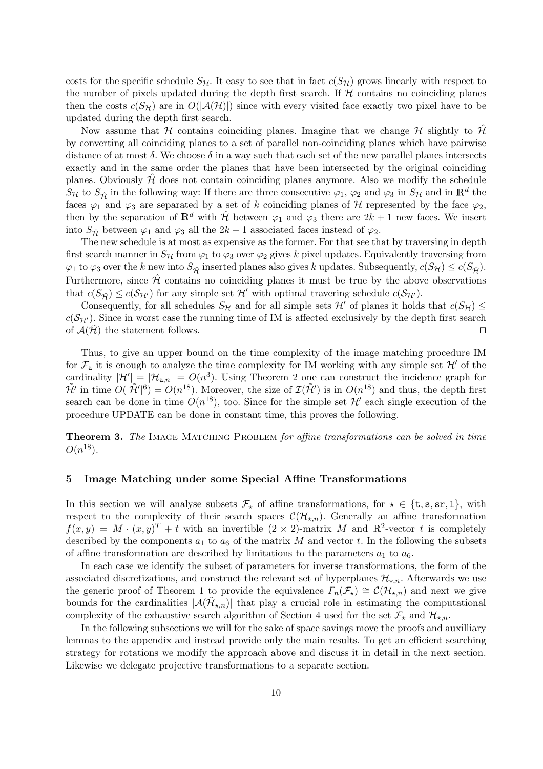costs for the specific schedule $S_{\mathcal{H}}$. It easy to see that in fact $c(S_{\mathcal{H}})$ grows linearly with respect to the number of pixels updated during the depth first search. If $\mathcal{H}$ contains no coinciding planes then the costs $c(S_{\mathcal{H}})$ are in $O(|\mathcal{A}(\mathcal{H})|)$ since with every visited face exactly two pixel have to be updated during the depth first search.

Now assume that $\mathcal{H}$ contains coinciding planes. Imagine that we change $\mathcal{H}$ slightly to $\hat{\mathcal{H}}$ by converting all coinciding planes to a set of parallel non-coinciding planes which have pairwise distance of at most $\delta$. We choose $\delta$ in a way such that each set of the new parallel planes intersects exactly and in the same order the planes that have been intersected by the original coinciding planes. Obviously $\hat{\mathcal{H}}$ does not contain coinciding planes anymore. Also we modify the schedule $S_{\mathcal{H}}$ to $S_{\hat{\mathcal{H}}}$ in the following way: If there are three consecutive $\varphi_1$, $\varphi_2$ and $\varphi_3$ in $S_{\mathcal{H}}$ and in $\mathbb{R}^d$ the faces $\varphi_1$ and $\varphi_3$ are separated by a set of $k$ coinciding planes of $\mathcal{H}$ represented by the face $\varphi_2$, then by the separation of $\mathbb{R}^d$ with $\hat{\mathcal{H}}$ between $\varphi_1$ and $\varphi_3$ there are $2k+1$ new faces. We insert into $S_{\hat{\mathcal{H}}}$ between $\varphi_1$ and $\varphi_3$ all the $2k+1$ associated faces instead of $\varphi_2$.

The new schedule is at most as expensive as the former. For that see that by traversing in depth first search manner in $S_{\mathcal{H}}$ from $\varphi_1$ to $\varphi_3$ over $\varphi_2$ gives $k$ pixel updates. Equivalently traversing from $\varphi_1$ to $\varphi_3$ over the $k$ new into $S_{\hat{\mathcal{H}}}$ inserted planes also gives $k$ updates. Subsequently, $c(S_{\mathcal{H}}) \leq c(S_{\hat{\mathcal{H}}})$. Furthermore, since $\hat{\mathcal{H}}$ contains no coinciding planes it must be true by the above observations that $c(S_{\hat{\mathcal{H}}}) \leq c(\mathcal{S}_{\mathcal{H}'})$ for any simple set $\mathcal{H}'$ with optimal travering schedule $c(\mathcal{S}_{\mathcal{H}'})$.

Consequently, for all schedules $S_{\mathcal{H}}$ and for all simple sets $\mathcal{H}'$ of planes it holds that $c(S_{\mathcal{H}}) \leq c(\mathcal{S}_{\mathcal{H}'})$. Since in worst case the running time of IM is affected exclusively by the depth first search of $\mathcal{A}(\tilde{\mathcal{H}})$ the statement follows. □

Thus, to give an upper bound on the time complexity of the image matching procedure IM for $\mathcal{F}_{\mathtt{a}}$ it is enough to analyze the time complexity for IM working with any simple set $\mathcal{H}'$ of the cardinality $|\mathcal{H}'| = |\mathcal{H}_{\mathtt{a},n}| = O(n^3)$. Using Theorem 2 one can construct the incidence graph for $\tilde{\mathcal{H}}'$ in time $O(|\tilde{\mathcal{H}}'|^6) = O(n^{18})$. Moreover, the size of $\mathcal{I}(\tilde{\mathcal{H}}')$ is in $O(n^{18})$ and thus, the depth first search can be done in time $O(n^{18})$, too. Since for the simple set $\mathcal{H}'$ each single execution of the procedure UPDATE can be done in constant time, this proves the following.

**Theorem 3.** *The* Image Matching Problem *for affine transformations can be solved in time* $O(n^{18})$.

## 5 Image Matching under some Special Affine Transformations

In this section we will analyse subsets $\mathcal{F}_\star$ of affine transformations, for $\star \in \{\mathtt{t}, \mathtt{s}, \mathtt{sr}, \mathtt{l}\}$, with respect to the complexity of their search spaces $\mathcal{C}(\mathcal{H}_{\star,n})$. Generally an affine transformation $f(x, y) = M \cdot (x, y)^T + t$ with an invertible $(2 \times 2)$-matrix $M$ and $\mathbb{R}^2$-vector $t$ is completely described by the components $a_1$ to $a_6$ of the matrix $M$ and vector $t$. In the following the subsets of affine transformation are described by limitations to the parameters $a_1$ to $a_6$.

In each case we identify the subset of parameters for inverse transformations, the form of the associated discretizations, and construct the relevant set of hyperplanes $\mathcal{H}_{\star,n}$. Afterwards we use the generic proof of Theorem 1 to provide the equivalence $\Gamma_n(\mathcal{F}_\star) \cong \mathcal{C}(\mathcal{H}_{\star,n})$ and next we give bounds for the cardinalities $|\mathcal{A}(\tilde{\mathcal{H}}_{\star,n})|$ that play a crucial role in estimating the computational complexity of the exhaustive search algorithm of Section 4 used for the set $\mathcal{F}_\star$ and $\mathcal{H}_{\star,n}$.

In the following subsections we will for the sake of space savings move the proofs and auxilliary lemmas to the appendix and instead provide only the main results. To get an efficient searching strategy for rotations we modify the approach above and discuss it in detail in the next section. Likewise we delegate projective transformations to a separate section.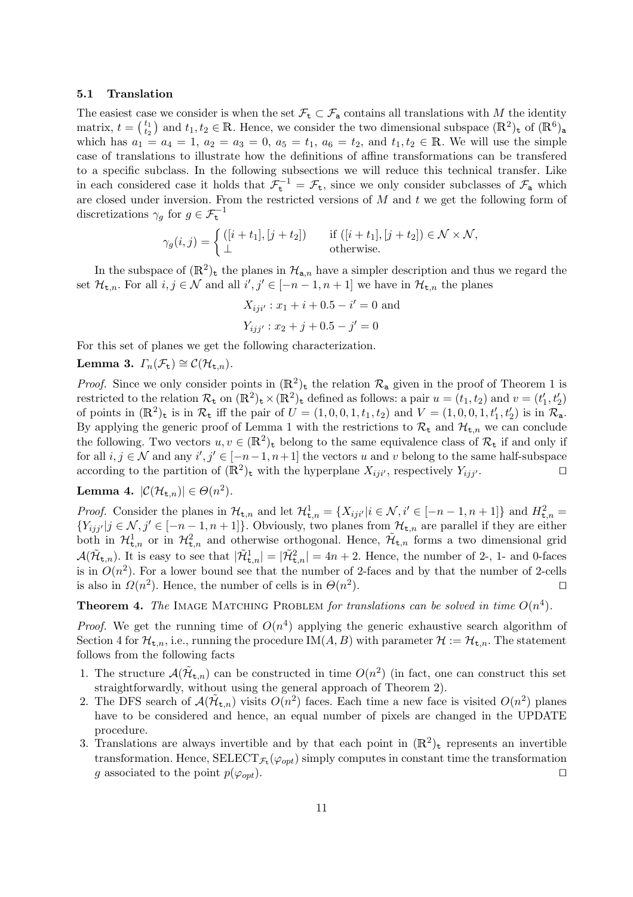### 5.1 Translation

The easiest case we consider is when the set $\mathcal{F}_\mathtt{t} \subset \mathcal{F}_\mathtt{a}$ contains all translations with $M$ the identity matrix, $t = \binom{t_1}{t_2}$ and $t_1, t_2 \in \mathbb{R}$. Hence, we consider the two dimensional subspace $(\mathbb{R}^2)_\mathtt{t}$ of $(\mathbb{R}^6)_\mathtt{a}$ which has $a_1 = a_4 = 1$, $a_2 = a_3 = 0$, $a_5 = t_1$, $a_6 = t_2$, and $t_1, t_2 \in \mathbb{R}$. We will use the simple case of translations to illustrate how the definitions of affine transformations can be transfered to a specific subclass. In the following subsections we will reduce this technical transfer. Like in each considered case it holds that $\mathcal{F}_\mathtt{t}^{-1} = \mathcal{F}_\mathtt{t}$, since we only consider subclasses of $\mathcal{F}_\mathtt{a}$ which are closed under inversion. From the restricted versions of $M$ and $t$ we get the following form of discretizations $\gamma_g$ for $g \in \mathcal{F}_\mathtt{t}^{-1}$

$$\gamma_g(i,j) = \begin{cases} ([i + t_1], [j + t_2]) & \text{if } ([i + t_1], [j + t_2]) \in \mathcal{N} \times \mathcal{N}, \\ \perp & \text{otherwise.} \end{cases}$$

In the subspace of $(\mathbb{R}^2)_\mathtt{t}$ the planes in $\mathcal{H}_{\mathtt{a},n}$ have a simpler description and thus we regard the set $\mathcal{H}_{\mathtt{t},n}$. For all $i, j \in \mathcal{N}$ and all $i', j' \in [-n-1, n+1]$ we have in $\mathcal{H}_{\mathtt{t},n}$ the planes

$$X_{iji'} : x_1 + i + 0.5 - i' = 0 \text{ and}$$

$$Y_{ijj'} : x_2 + j + 0.5 - j' = 0$$

For this set of planes we get the following characterization.

**Lemma 3.** *$\Gamma_n(\mathcal{F}_\mathtt{t}) \cong \mathcal{C}(\mathcal{H}_{\mathtt{t},n})$.*

*Proof.* Since we only consider points in $(\mathbb{R}^2)_\mathtt{t}$ the relation $\mathcal{R}_\mathtt{a}$ given in the proof of Theorem 1 is restricted to the relation $\mathcal{R}_\mathtt{t}$ on $(\mathbb{R}^2)_\mathtt{t} \times (\mathbb{R}^2)_\mathtt{t}$ defined as follows: a pair $u = (t_1, t_2)$ and $v = (t_1', t_2')$ of points in $(\mathbb{R}^2)_\mathtt{t}$ is in $\mathcal{R}_\mathtt{t}$ iff the pair of $U = (1, 0, 0, 1, t_1, t_2)$ and $V = (1, 0, 0, 1, t_1', t_2')$ is in $\mathcal{R}_\mathtt{a}$. By applying the generic proof of Lemma 1 with the restrictions to $\mathcal{R}_\mathtt{t}$ and $\mathcal{H}_{\mathtt{t},n}$ we can conclude the following. Two vectors $u, v \in (\mathbb{R}^2)_\mathtt{t}$ belong to the same equivalence class of $\mathcal{R}_\mathtt{t}$ if and only if for all $i, j \in \mathcal{N}$ and any $i', j' \in [-n-1, n+1]$ the vectors $u$ and $v$ belong to the same half-subspace according to the partition of $(\mathbb{R}^2)_\mathtt{t}$ with the hyperplane $X_{iji'}$, respectively $Y_{ijj'}$. $\square$

**Lemma 4.** *$|\mathcal{C}(\mathcal{H}_{\mathtt{t},n})| \in \Theta(n^2)$.*

*Proof.* Consider the planes in $\mathcal{H}_{\mathtt{t},n}$ and let $\mathcal{H}_{\mathtt{t},n}^1 = \{X_{iji'} | i \in \mathcal{N}, i' \in [-n-1, n+1]\}$ and $H_{\mathtt{t},n}^2 = \{Y_{ijj'} | j \in \mathcal{N}, j' \in [-n-1, n+1]\}$. Obviously, two planes from $\mathcal{H}_{\mathtt{t},n}$ are parallel if they are either both in $\mathcal{H}_{\mathtt{t},n}^1$ or in $\mathcal{H}_{\mathtt{t},n}^2$ and otherwise orthogonal. Hence, $\tilde{\mathcal{H}}_{\mathtt{t},n}$ forms a two dimensional grid $\mathcal{A}(\tilde{\mathcal{H}}_{\mathtt{t},n})$. It is easy to see that $|\tilde{\mathcal{H}}_{\mathtt{t},n}^1| = |\tilde{\mathcal{H}}_{\mathtt{t},n}^2| = 4n + 2$. Hence, the number of 2-, 1- and 0-faces is in $O(n^2)$. For a lower bound see that the number of 2-faces and by that the number of 2-cells is also in $\Omega(n^2)$. Hence, the number of cells is in $\Theta(n^2)$. $\square$

**Theorem 4.** *The* Image Matching Problem *for translations can be solved in time $O(n^4)$.*

*Proof.* We get the running time of $O(n^4)$ applying the generic exhaustive search algorithm of Section 4 for $\mathcal{H}_{\mathtt{t},n}$, i.e., running the procedure IM$(A, B)$ with parameter $\mathcal{H} := \mathcal{H}_{\mathtt{t},n}$. The statement follows from the following facts

1. The structure $\mathcal{A}(\tilde{\mathcal{H}}_{\mathtt{t},n})$ can be constructed in time $O(n^2)$ (in fact, one can construct this set straightforwardly, without using the general approach of Theorem 2).
2. The DFS search of $\mathcal{A}(\tilde{\mathcal{H}}_{\mathtt{t},n})$ visits $O(n^2)$ faces. Each time a new face is visited $O(n^2)$ planes have to be considered and hence, an equal number of pixels are changed in the UPDATE procedure.
3. Translations are always invertible and by that each point in $(\mathbb{R}^2)_\mathtt{t}$ represents an invertible transformation. Hence, SELECT$_{\mathcal{F}_\mathtt{t}}(\varphi_{opt})$ simply computes in constant time the transformation $g$ associated to the point $p(\varphi_{opt})$. $\square$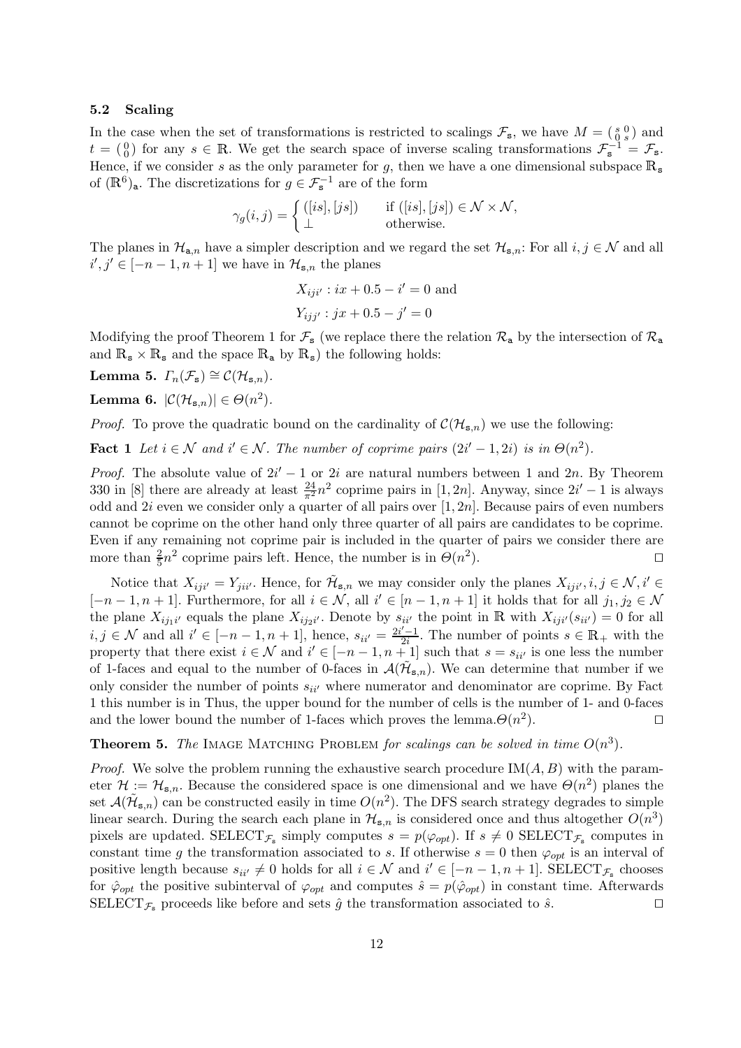### 5.2 Scaling

In the case when the set of transformations is restricted to scalings $\mathcal{F}_{\mathtt{s}}$, we have $M = \left(\begin{smallmatrix} s & 0 \\ 0 & s \end{smallmatrix}\right)$ and $t = \left(\begin{smallmatrix} 0 \\ 0 \end{smallmatrix}\right)$ for any $s \in \mathbb{R}$. We get the search space of inverse scaling transformations $\mathcal{F}_{\mathtt{s}}^{-1} = \mathcal{F}_{\mathtt{s}}$. Hence, if we consider $s$ as the only parameter for $g$, then we have a one dimensional subspace $\mathbb{R}_{\mathtt{s}}$ of $(\mathbb{R}^6)_{\mathtt{a}}$. The discretizations for $g \in \mathcal{F}_{\mathtt{s}}^{-1}$ are of the form

$$\gamma_g(i,j) = \begin{cases} ([is],[js]) & \text{if } ([is],[js]) \in \mathcal{N} \times \mathcal{N}, \\ \bot & \text{otherwise.} \end{cases}$$

The planes in $\mathcal{H}_{\mathtt{a},n}$ have a simpler description and we regard the set $\mathcal{H}_{\mathtt{s},n}$: For all $i,j \in \mathcal{N}$ and all $i',j' \in [-n-1,n+1]$ we have in $\mathcal{H}_{\mathtt{s},n}$ the planes

$$X_{iji'} : ix + 0.5 - i' = 0 \text{ and}$$

$$Y_{ijj'} : jx + 0.5 - j' = 0$$

Modifying the proof Theorem 1 for $\mathcal{F}_{\mathtt{s}}$ (we replace there the relation $\mathcal{R}_{\mathtt{a}}$ by the intersection of $\mathcal{R}_{\mathtt{a}}$ and $\mathbb{R}_{\mathtt{s}} \times \mathbb{R}_{\mathtt{s}}$ and the space $\mathbb{R}_{\mathtt{a}}$ by $\mathbb{R}_{\mathtt{s}}$) the following holds:

**Lemma 5.** *$\Gamma_n(\mathcal{F}_{\mathtt{s}}) \cong \mathcal{C}(\mathcal{H}_{\mathtt{s},n})$.*

**Lemma 6.** *$|\mathcal{C}(\mathcal{H}_{\mathtt{s},n})| \in \Theta(n^2)$.*

*Proof.* To prove the quadratic bound on the cardinality of $\mathcal{C}(\mathcal{H}_{\mathtt{s},n})$ we use the following:

**Fact 1** *Let $i \in \mathcal{N}$ and $i' \in \mathcal{N}$. The number of coprime pairs $(2i'-1, 2i)$ is in $\Theta(n^2)$.*

*Proof.* The absolute value of $2i'-1$ or $2i$ are natural numbers between 1 and $2n$. By Theorem 330 in [8] there are already at least $\frac{24}{\pi^2}n^2$ coprime pairs in $[1,2n]$. Anyway, since $2i'-1$ is always odd and $2i$ even we consider only a quarter of all pairs over $[1,2n]$. Because pairs of even numbers cannot be coprime on the other hand only three quarter of all pairs are candidates to be coprime. Even if any remaining not coprime pair is included in the quarter of pairs we consider there are more than $\frac{2}{5}n^2$ coprime pairs left. Hence, the number is in $\Theta(n^2)$. $\square$

Notice that $X_{iji'} = Y_{jii'}$. Hence, for $\tilde{\mathcal{H}}_{\mathtt{s},n}$ we may consider only the planes $X_{iji'}, i,j \in \mathcal{N}, i' \in [-n-1,n+1]$. Furthermore, for all $i \in \mathcal{N}$, all $i' \in [n-1,n+1]$ it holds that for all $j_1,j_2 \in \mathcal{N}$ the plane $X_{ij_1i'}$ equals the plane $X_{ij_2i'}$. Denote by $s_{ii'}$ the point in $\mathbb{R}$ with $X_{iji'}(s_{ii'}) = 0$ for all $i,j \in \mathcal{N}$ and all $i' \in [-n-1,n+1]$, hence, $s_{ii'} = \frac{2i'-1}{2i}$. The number of points $s \in \mathbb{R}_+$ with the property that there exist $i \in \mathcal{N}$ and $i' \in [-n-1,n+1]$ such that $s = s_{ii'}$ is one less the number of 1-faces and equal to the number of 0-faces in $\mathcal{A}(\tilde{\mathcal{H}}_{\mathtt{s},n})$. We can determine that number if we only consider the number of points $s_{ii'}$ where numerator and denominator are coprime. By Fact 1 this number is in Thus, the upper bound for the number of cells is the number of 1- and 0-faces and the lower bound the number of 1-faces which proves the lemma.$\Theta(n^2)$. $\square$

**Theorem 5.** *The* Image Matching Problem *for scalings can be solved in time $O(n^3)$.*

*Proof.* We solve the problem running the exhaustive search procedure IM$(A,B)$ with the parameter $\mathcal{H} := \mathcal{H}_{\mathtt{s},n}$. Because the considered space is one dimensional and we have $\Theta(n^2)$ planes the set $\mathcal{A}(\tilde{\mathcal{H}}_{\mathtt{s},n})$ can be constructed easily in time $O(n^2)$. The DFS search strategy degrades to simple linear search. During the search each plane in $\mathcal{H}_{\mathtt{s},n}$ is considered once and thus altogether $O(n^3)$ pixels are updated. SELECT$_{\mathcal{F}_{\mathtt{s}}}$ simply computes $s = p(\varphi_{opt})$. If $s \neq 0$ SELECT$_{\mathcal{F}_{\mathtt{s}}}$ computes in constant time $g$ the transformation associated to $s$. If otherwise $s = 0$ then $\varphi_{opt}$ is an interval of positive length because $s_{ii'} \neq 0$ holds for all $i \in \mathcal{N}$ and $i' \in [-n-1,n+1]$. SELECT$_{\mathcal{F}_{\mathtt{s}}}$ chooses for $\hat{\varphi}_{opt}$ the positive subinterval of $\varphi_{opt}$ and computes $\hat{s} = p(\hat{\varphi}_{opt})$ in constant time. Afterwards SELECT$_{\mathcal{F}_{\mathtt{s}}}$ proceeds like before and sets $\hat{g}$ the transformation associated to $\hat{s}$. $\square$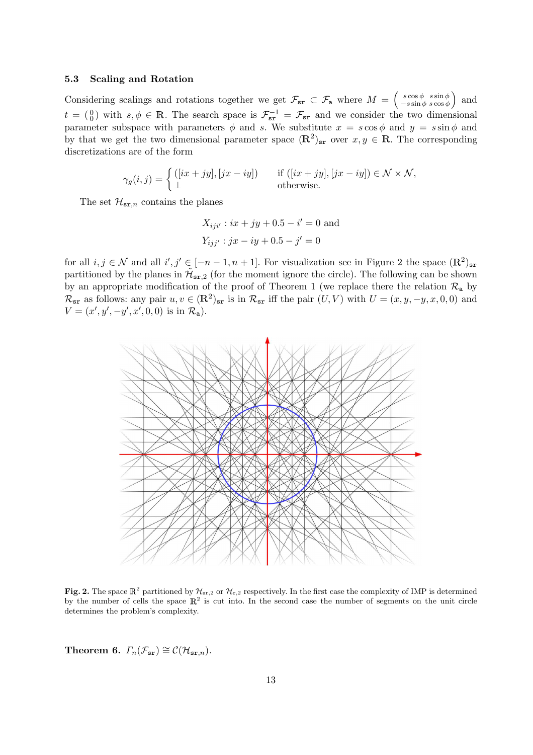### 5.3 Scaling and Rotation

Considering scalings and rotations together we get $\mathcal{F}_{\mathtt{sr}} \subset \mathcal{F}_{\mathtt{a}}$ where $M = \begin{pmatrix} s\cos\phi & s\sin\phi \\ -s\sin\phi & s\cos\phi \end{pmatrix}$ and $t = \begin{pmatrix} 0 \\ 0 \end{pmatrix}$ with $s, \phi \in \mathbb{R}$. The search space is $\mathcal{F}_{\mathtt{sr}}^{-1} = \mathcal{F}_{\mathtt{sr}}$ and we consider the two dimensional parameter subspace with parameters $\phi$ and $s$. We substitute $x = s\cos\phi$ and $y = s\sin\phi$ and by that we get the two dimensional parameter space $(\mathbb{R}^2)_{\mathtt{sr}}$ over $x, y \in \mathbb{R}$. The corresponding discretizations are of the form

$$\gamma_g(i,j) = \begin{cases} ([ix + jy], [jx - iy]) & \text{if } ([ix + jy], [jx - iy]) \in \mathcal{N} \times \mathcal{N}, \\ \perp & \text{otherwise.} \end{cases}$$

The set $\mathcal{H}_{\mathtt{sr},n}$ contains the planes

$$X_{iji'} : ix + jy + 0.5 - i' = 0 \text{ and}$$
$$Y_{ijj'} : jx - iy + 0.5 - j' = 0$$

for all $i, j \in \mathcal{N}$ and all $i', j' \in [-n-1, n+1]$. For visualization see in Figure 2 the space $(\mathbb{R}^2)_{\mathtt{sr}}$ partitioned by the planes in $\mathcal{H}_{\mathtt{sr},2}$ (for the moment ignore the circle). The following can be shown by an appropriate modification of the proof of Theorem 1 (we replace there the relation $\mathcal{R}_{\mathtt{a}}$ by $\mathcal{R}_{\mathtt{sr}}$ as follows: any pair $u, v \in (\mathbb{R}^2)_{\mathtt{sr}}$ is in $\mathcal{R}_{\mathtt{sr}}$ iff the pair $(U, V)$ with $U = (x, y, -y, x, 0, 0)$ and $V = (x', y', -y', x', 0, 0)$ is in $\mathcal{R}_{\mathtt{a}}$).

**Fig. 2.** The space $\mathbb{R}^2$ partitioned by $\mathcal{H}_{\mathtt{sr},2}$ or $\mathcal{H}_{\mathtt{r},2}$ respectively. In the first case the complexity of IMP is determined by the number of cells the space $\mathbb{R}^2$ is cut into. In the second case the number of segments on the unit circle determines the problem's complexity.

**Theorem 6.** $\Gamma_n(\mathcal{F}_{\mathtt{sr}}) \cong \mathcal{C}(\mathcal{H}_{\mathtt{sr},n})$.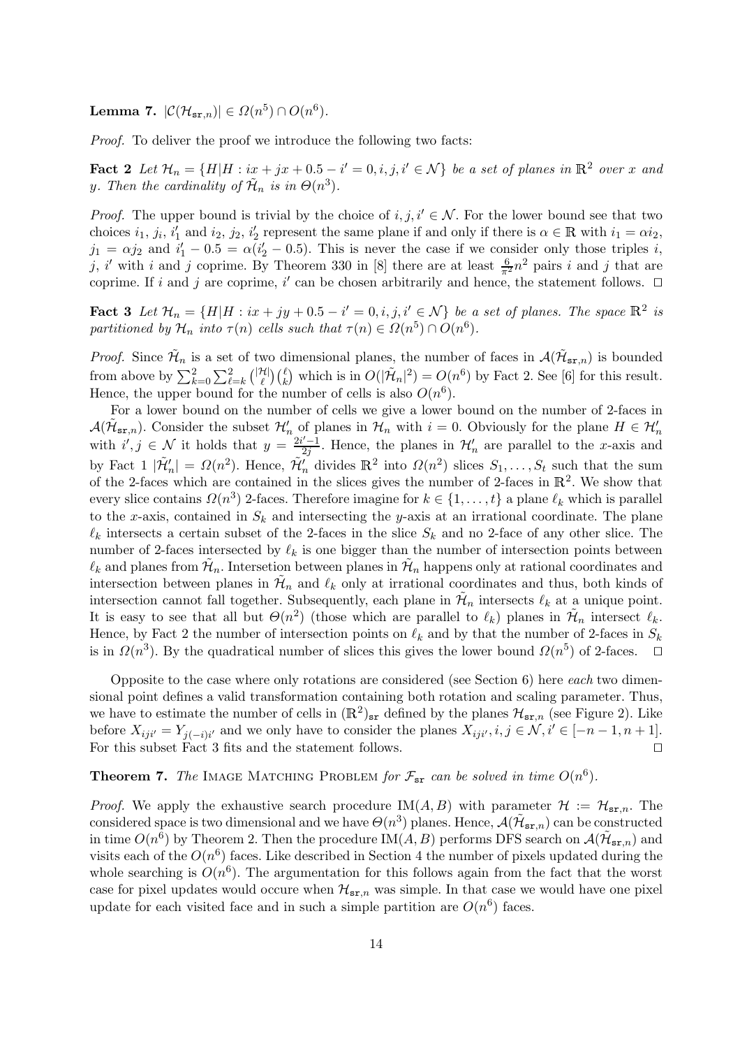**Lemma 7.** $|\mathcal{C}(\mathcal{H}_{\mathtt{sr},n})| \in \Omega(n^5) \cap O(n^6)$.

*Proof.* To deliver the proof we introduce the following two facts:

**Fact 2** *Let $\mathcal{H}_n = \{H | H : ix + jx + 0.5 - i' = 0, i, j, i' \in \mathcal{N}\}$ be a set of planes in $\mathbb{R}^2$ over $x$ and $y$. Then the cardinality of $\tilde{\mathcal{H}}_n$ is in $\Theta(n^3)$.*

*Proof.* The upper bound is trivial by the choice of $i, j, i' \in \mathcal{N}$. For the lower bound see that two choices $i_1$, $j_i$, $i'_1$ and $i_2$, $j_2$, $i'_2$ represent the same plane if and only if there is $\alpha \in \mathbb{R}$ with $i_1 = \alpha i_2$, $j_1 = \alpha j_2$ and $i'_1 - 0.5 = \alpha(i'_2 - 0.5)$. This is never the case if we consider only those triples $i$, $j$, $i'$ with $i$ and $j$ coprime. By Theorem 330 in [8] there are at least $\frac{6}{\pi^2}n^2$ pairs $i$ and $j$ that are coprime. If $i$ and $j$ are coprime, $i'$ can be chosen arbitrarily and hence, the statement follows. $\square$

**Fact 3** *Let $\mathcal{H}_n = \{H | H : ix + jy + 0.5 - i' = 0, i, j, i' \in \mathcal{N}\}$ be a set of planes. The space $\mathbb{R}^2$ is partitioned by $\mathcal{H}_n$ into $\tau(n)$ cells such that $\tau(n) \in \Omega(n^5) \cap O(n^6)$.*

*Proof.* Since $\tilde{\mathcal{H}}_n$ is a set of two dimensional planes, the number of faces in $\mathcal{A}(\tilde{\mathcal{H}}_{\mathtt{sr},n})$ is bounded from above by $\sum_{k=0}^{2}\sum_{\ell=k}^{2}\binom{|\mathcal{H}|}{\ell}\binom{\ell}{k}$ which is in $O(|\tilde{\mathcal{H}}_n|^2) = O(n^6)$ by Fact 2. See [6] for this result. Hence, the upper bound for the number of cells is also $O(n^6)$.

For a lower bound on the number of cells we give a lower bound on the number of 2-faces in $\mathcal{A}(\tilde{\mathcal{H}}_{\mathtt{sr},n})$. Consider the subset $\mathcal{H}'_n$ of planes in $\mathcal{H}_n$ with $i = 0$. Obviously for the plane $H \in \mathcal{H}'_n$ with $i', j \in \mathcal{N}$ it holds that $y = \frac{2i'-1}{2j}$. Hence, the planes in $\mathcal{H}'_n$ are parallel to the $x$-axis and by Fact 1 $|\tilde{\mathcal{H}}'_n| = \Omega(n^2)$. Hence, $\tilde{\mathcal{H}}'_n$ divides $\mathbb{R}^2$ into $\Omega(n^2)$ slices $S_1, \ldots, S_t$ such that the sum of the 2-faces which are contained in the slices gives the number of 2-faces in $\mathbb{R}^2$. We show that every slice contains $\Omega(n^3)$ 2-faces. Therefore imagine for $k \in \{1, \ldots, t\}$ a plane $\ell_k$ which is parallel to the $x$-axis, contained in $S_k$ and intersecting the $y$-axis at an irrational coordinate. The plane $\ell_k$ intersects a certain subset of the 2-faces in the slice $S_k$ and no 2-face of any other slice. The number of 2-faces intersected by $\ell_k$ is one bigger than the number of intersection points between $\ell_k$ and planes from $\tilde{\mathcal{H}}_n$. Intersetion between planes in $\tilde{\mathcal{H}}_n$ happens only at rational coordinates and intersection between planes in $\tilde{\mathcal{H}}_n$ and $\ell_k$ only at irrational coordinates and thus, both kinds of intersection cannot fall together. Subsequently, each plane in $\tilde{\mathcal{H}}_n$ intersects $\ell_k$ at a unique point. It is easy to see that all but $\Theta(n^2)$ (those which are parallel to $\ell_k$) planes in $\tilde{\mathcal{H}}_n$ intersect $\ell_k$. Hence, by Fact 2 the number of intersection points on $\ell_k$ and by that the number of 2-faces in $S_k$ is in $\Omega(n^3)$. By the quadratical number of slices this gives the lower bound $\Omega(n^5)$ of 2-faces. $\square$

Opposite to the case where only rotations are considered (see Section 6) here *each* two dimensional point defines a valid transformation containing both rotation and scaling parameter. Thus, we have to estimate the number of cells in $(\mathbb{R}^2)_{\mathtt{sr}}$ defined by the planes $\mathcal{H}_{\mathtt{sr},n}$ (see Figure 2). Like before $X_{iji'} = Y_{j(-i)i'}$ and we only have to consider the planes $X_{iji'}, i, j \in \mathcal{N}, i' \in [-n-1, n+1]$. For this subset Fact 3 fits and the statement follows. $\square$

**Theorem 7.** *The* Image Matching Problem *for $\mathcal{F}_{\mathtt{sr}}$ can be solved in time $O(n^6)$.*

*Proof.* We apply the exhaustive search procedure IM$(A, B)$ with parameter $\mathcal{H} := \mathcal{H}_{\mathtt{sr},n}$. The considered space is two dimensional and we have $\Theta(n^3)$ planes. Hence, $\mathcal{A}(\tilde{\mathcal{H}}_{\mathtt{sr},n})$ can be constructed in time $O(n^6)$ by Theorem 2. Then the procedure IM$(A, B)$ performs DFS search on $\mathcal{A}(\tilde{\mathcal{H}}_{\mathtt{sr},n})$ and visits each of the $O(n^6)$ faces. Like described in Section 4 the number of pixels updated during the whole searching is $O(n^6)$. The argumentation for this follows again from the fact that the worst case for pixel updates would occure when $\mathcal{H}_{\mathtt{sr},n}$ was simple. In that case we would have one pixel update for each visited face and in such a simple partition are $O(n^6)$ faces.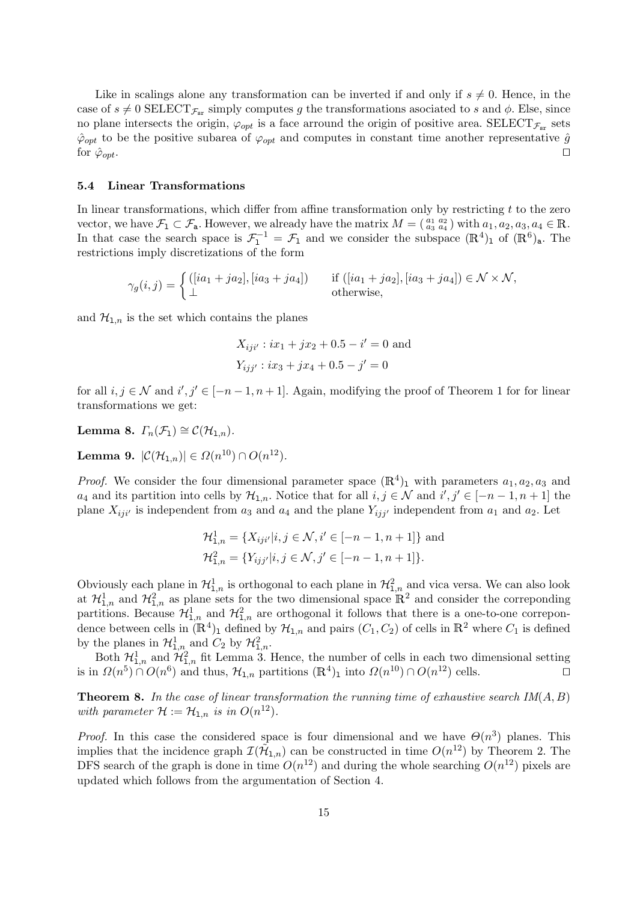Like in scalings alone any transformation can be inverted if and only if $s \neq 0$. Hence, in the case of $s \neq 0$ SELECT$_{\mathcal{F}_{\mathtt{sr}}}$ simply computes $g$ the transformations asociated to $s$ and $\phi$. Else, since no plane intersects the origin, $\varphi_{opt}$ is a face arround the origin of positive area. SELECT$_{\mathcal{F}_{\mathtt{sr}}}$ sets $\hat{\varphi}_{opt}$ to be the positive subarea of $\varphi_{opt}$ and computes in constant time another representative $\hat{g}$ for $\hat{\varphi}_{opt}$. □

### 5.4 Linear Transformations

In linear transformations, which differ from affine transformation only by restricting $t$ to the zero vector, we have $\mathcal{F}_{\mathtt{l}} \subset \mathcal{F}_{\mathtt{a}}$. However, we already have the matrix $M = \begin{pmatrix} a_1 & a_2 \\ a_3 & a_4 \end{pmatrix}$ with $a_1, a_2, a_3, a_4 \in \mathbb{R}$. In that case the search space is $\mathcal{F}_{\mathtt{l}}^{-1} = \mathcal{F}_{\mathtt{l}}$ and we consider the subspace $(\mathbb{R}^4)_{\mathtt{l}}$ of $(\mathbb{R}^6)_{\mathtt{a}}$. The restrictions imply discretizations of the form

$$\gamma_g(i,j) = \begin{cases} ([ia_1 + ja_2], [ia_3 + ja_4]) & \text{if } ([ia_1 + ja_2], [ia_3 + ja_4]) \in \mathcal{N} \times \mathcal{N}, \\ \perp & \text{otherwise,} \end{cases}$$

and $\mathcal{H}_{\mathtt{l},n}$ is the set which contains the planes

$$X_{iji'} : ix_1 + jx_2 + 0.5 - i' = 0 \text{ and}$$
$$Y_{ijj'} : ix_3 + jx_4 + 0.5 - j' = 0$$

for all $i, j \in \mathcal{N}$ and $i', j' \in [-n-1, n+1]$. Again, modifying the proof of Theorem 1 for for linear transformations we get:

**Lemma 8.** *$\Gamma_n(\mathcal{F}_{\mathtt{l}}) \cong \mathcal{C}(\mathcal{H}_{\mathtt{l},n})$.*

**Lemma 9.** *$|\mathcal{C}(\mathcal{H}_{\mathtt{l},n})| \in \Omega(n^{10}) \cap O(n^{12})$.*

*Proof.* We consider the four dimensional parameter space $(\mathbb{R}^4)_{\mathtt{l}}$ with parameters $a_1, a_2, a_3$ and $a_4$ and its partition into cells by $\mathcal{H}_{\mathtt{l},n}$. Notice that for all $i, j \in \mathcal{N}$ and $i', j' \in [-n-1, n+1]$ the plane $X_{iji'}$ is independent from $a_3$ and $a_4$ and the plane $Y_{ijj'}$ independent from $a_1$ and $a_2$. Let

$$\mathcal{H}^1_{\mathtt{l},n} = \{X_{iji'} | i, j \in \mathcal{N}, i' \in [-n-1, n+1]\} \text{ and}$$
$$\mathcal{H}^2_{\mathtt{l},n} = \{Y_{ijj'} | i, j \in \mathcal{N}, j' \in [-n-1, n+1]\}.$$

Obviously each plane in $\mathcal{H}^1_{\mathtt{l},n}$ is orthogonal to each plane in $\mathcal{H}^2_{\mathtt{l},n}$ and vica versa. We can also look at $\mathcal{H}^1_{\mathtt{l},n}$ and $\mathcal{H}^2_{\mathtt{l},n}$ as plane sets for the two dimensional space $\mathbb{R}^2$ and consider the correponding partitions. Because $\mathcal{H}^1_{\mathtt{l},n}$ and $\mathcal{H}^2_{\mathtt{l},n}$ are orthogonal it follows that there is a one-to-one correpondence between cells in $(\mathbb{R}^4)_{\mathtt{l}}$ defined by $\mathcal{H}_{\mathtt{l},n}$ and pairs $(C_1, C_2)$ of cells in $\mathbb{R}^2$ where $C_1$ is defined by the planes in $\mathcal{H}^1_{\mathtt{l},n}$ and $C_2$ by $\mathcal{H}^2_{\mathtt{l},n}$.

Both $\mathcal{H}^1_{\mathtt{l},n}$ and $\mathcal{H}^2_{\mathtt{l},n}$ fit Lemma 3. Hence, the number of cells in each two dimensional setting is in $\Omega(n^5) \cap O(n^6)$ and thus, $\mathcal{H}_{\mathtt{l},n}$ partitions $(\mathbb{R}^4)_{\mathtt{l}}$ into $\Omega(n^{10}) \cap O(n^{12})$ cells. □

**Theorem 8.** *In the case of linear transformation the running time of exhaustive search $IM(A, B)$ with parameter $\mathcal{H} := \mathcal{H}_{\mathtt{l},n}$ is in $O(n^{12})$.*

*Proof.* In this case the considered space is four dimensional and we have $\Theta(n^3)$ planes. This implies that the incidence graph $\mathcal{I}(\tilde{\mathcal{H}}_{\mathtt{l},n})$ can be constructed in time $O(n^{12})$ by Theorem 2. The DFS search of the graph is done in time $O(n^{12})$ and during the whole searching $O(n^{12})$ pixels are updated which follows from the argumentation of Section 4.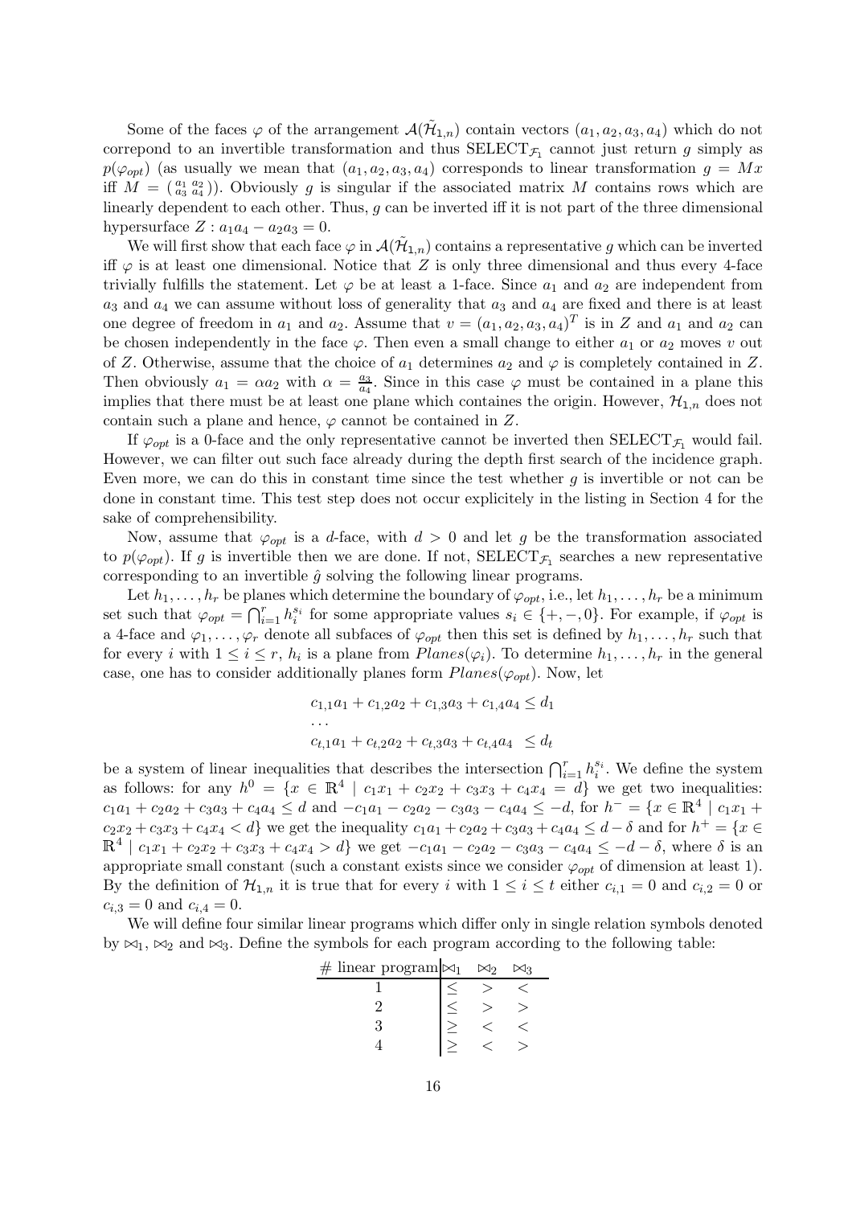Some of the faces $\varphi$ of the arrangement $\mathcal{A}(\tilde{\mathcal{H}}_{1,n})$ contain vectors $(a_1, a_2, a_3, a_4)$ which do not correpond to an invertible transformation and thus SELECT$_{\mathcal{F}_1}$ cannot just return $g$ simply as $p(\varphi_{opt})$ (as usually we mean that $(a_1, a_2, a_3, a_4)$ corresponds to linear transformation $g = Mx$ iff $M = \left(\begin{smallmatrix} a_1 & a_2 \\ a_3 & a_4 \end{smallmatrix}\right)$). Obviously $g$ is singular if the associated matrix $M$ contains rows which are linearly dependent to each other. Thus, $g$ can be inverted iff it is not part of the three dimensional hypersurface $Z : a_1 a_4 - a_2 a_3 = 0$.

We will first show that each face $\varphi$ in $\mathcal{A}(\tilde{\mathcal{H}}_{1,n})$ contains a representative $g$ which can be inverted iff $\varphi$ is at least one dimensional. Notice that $Z$ is only three dimensional and thus every 4-face trivially fulfills the statement. Let $\varphi$ be at least a 1-face. Since $a_1$ and $a_2$ are independent from $a_3$ and $a_4$ we can assume without loss of generality that $a_3$ and $a_4$ are fixed and there is at least one degree of freedom in $a_1$ and $a_2$. Assume that $v = (a_1, a_2, a_3, a_4)^T$ is in $Z$ and $a_1$ and $a_2$ can be chosen independently in the face $\varphi$. Then even a small change to either $a_1$ or $a_2$ moves $v$ out of $Z$. Otherwise, assume that the choice of $a_1$ determines $a_2$ and $\varphi$ is completely contained in $Z$. Then obviously $a_1 = \alpha a_2$ with $\alpha = \frac{a_3}{a_4}$. Since in this case $\varphi$ must be contained in a plane this implies that there must be at least one plane which containes the origin. However, $\mathcal{H}_{1,n}$ does not contain such a plane and hence, $\varphi$ cannot be contained in $Z$.

If $\varphi_{opt}$ is a 0-face and the only representative cannot be inverted then SELECT$_{\mathcal{F}_1}$ would fail. However, we can filter out such face already during the depth first search of the incidence graph. Even more, we can do this in constant time since the test whether $g$ is invertible or not can be done in constant time. This test step does not occur explicitely in the listing in Section 4 for the sake of comprehensibility.

Now, assume that $\varphi_{opt}$ is a $d$-face, with $d > 0$ and let $g$ be the transformation associated to $p(\varphi_{opt})$. If $g$ is invertible then we are done. If not, SELECT$_{\mathcal{F}_1}$ searches a new representative corresponding to an invertible $\hat{g}$ solving the following linear programs.

Let $h_1, \ldots, h_r$ be planes which determine the boundary of $\varphi_{opt}$, i.e., let $h_1, \ldots, h_r$ be a minimum set such that $\varphi_{opt} = \bigcap_{i=1}^{r} h_i^{s_i}$ for some appropriate values $s_i \in \{+, -, 0\}$. For example, if $\varphi_{opt}$ is a 4-face and $\varphi_1, \ldots, \varphi_r$ denote all subfaces of $\varphi_{opt}$ then this set is defined by $h_1, \ldots, h_r$ such that for every $i$ with $1 \leq i \leq r$, $h_i$ is a plane from $Planes(\varphi_i)$. To determine $h_1, \ldots, h_r$ in the general case, one has to consider additionally planes form $Planes(\varphi_{opt})$. Now, let

$$
\begin{aligned}
&c_{1,1}a_1 + c_{1,2}a_2 + c_{1,3}a_3 + c_{1,4}a_4 \leq d_1 \\
&\ldots \\
&c_{t,1}a_1 + c_{t,2}a_2 + c_{t,3}a_3 + c_{t,4}a_4 \ \leq d_t
\end{aligned}
$$

be a system of linear inequalities that describes the intersection $\bigcap_{i=1}^{r} h_i^{s_i}$. We define the system as follows: for any $h^0 = \{x \in \mathbb{R}^4 \mid c_1x_1 + c_2x_2 + c_3x_3 + c_4x_4 = d\}$ we get two inequalities: $c_1a_1 + c_2a_2 + c_3a_3 + c_4a_4 \leq d$ and $-c_1a_1 - c_2a_2 - c_3a_3 - c_4a_4 \leq -d$, for $h^- = \{x \in \mathbb{R}^4 \mid c_1x_1 + c_2x_2 + c_3x_3 + c_4x_4 < d\}$ we get the inequality $c_1a_1 + c_2a_2 + c_3a_3 + c_4a_4 \leq d - \delta$ and for $h^+ = \{x \in \mathbb{R}^4 \mid c_1x_1 + c_2x_2 + c_3x_3 + c_4x_4 > d\}$ we get $-c_1a_1 - c_2a_2 - c_3a_3 - c_4a_4 \leq -d - \delta$, where $\delta$ is an appropriate small constant (such a constant exists since we consider $\varphi_{opt}$ of dimension at least 1). By the definition of $\mathcal{H}_{1,n}$ it is true that for every $i$ with $1 \leq i \leq t$ either $c_{i,1} = 0$ and $c_{i,2} = 0$ or $c_{i,3} = 0$ and $c_{i,4} = 0$.

We will define four similar linear programs which differ only in single relation symbols denoted by $\bowtie_1$, $\bowtie_2$ and $\bowtie_3$. Define the symbols for each program according to the following table:

| # linear program | $\bowtie_1$ | $\bowtie_2$ | $\bowtie_3$ |
|---|---|---|---|
| 1 | $\leq$ | $>$ | $<$ |
| 2 | $\leq$ | $>$ | $>$ |
| 3 | $\geq$ | $<$ | $<$ |
| 4 | $\geq$ | $<$ | $>$ |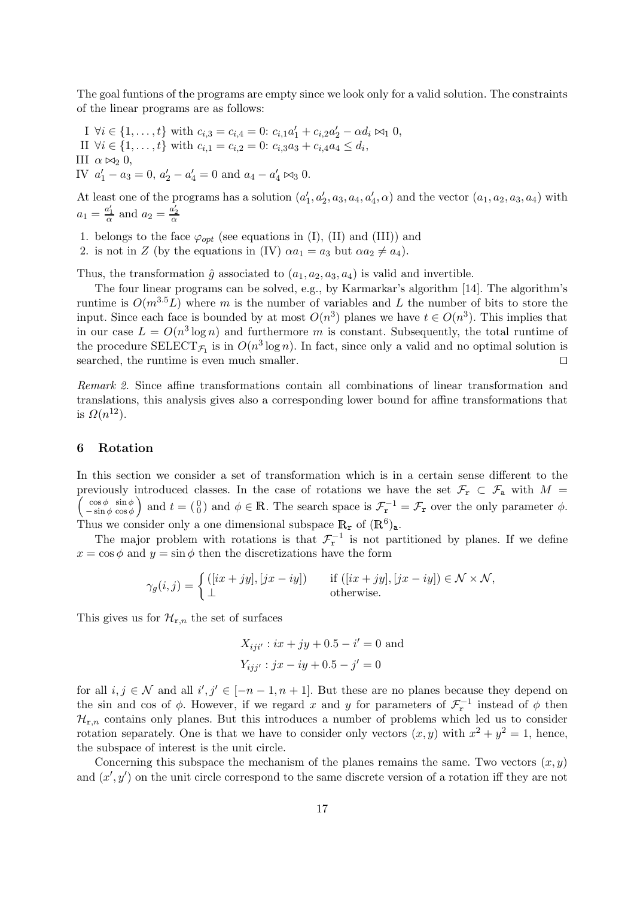The goal funtions of the programs are empty since we look only for a valid solution. The constraints of the linear programs are as follows:

I $\forall i \in \{1,\ldots,t\}$ with $c_{i,3} = c_{i,4} = 0$: $c_{i,1}a'_1 + c_{i,2}a'_2 - \alpha d_i \bowtie_1 0$,
II $\forall i \in \{1,\ldots,t\}$ with $c_{i,1} = c_{i,2} = 0$: $c_{i,3}a_3 + c_{i,4}a_4 \le d_i$,
III $\alpha \bowtie_2 0$,
IV $a'_1 - a_3 = 0$, $a'_2 - a'_4 = 0$ and $a_4 - a'_4 \bowtie_3 0$.

At least one of the programs has a solution $(a'_1, a'_2, a_3, a_4, a'_4, \alpha)$ and the vector $(a_1, a_2, a_3, a_4)$ with $a_1 = \frac{a'_1}{\alpha}$ and $a_2 = \frac{a'_2}{\alpha}$

1. belongs to the face $\varphi_{opt}$ (see equations in (I), (II) and (III)) and
2. is not in $Z$ (by the equations in (IV) $\alpha a_1 = a_3$ but $\alpha a_2 \neq a_4$).

Thus, the transformation $\hat{g}$ associated to $(a_1, a_2, a_3, a_4)$ is valid and invertible.

The four linear programs can be solved, e.g., by Karmarkar's algorithm [14]. The algorithm's runtime is $O(m^{3.5}L)$ where $m$ is the number of variables and $L$ the number of bits to store the input. Since each face is bounded by at most $O(n^3)$ planes we have $t \in O(n^3)$. This implies that in our case $L = O(n^3 \log n)$ and furthermore $m$ is constant. Subsequently, the total runtime of the procedure $\text{SELECT}_{\mathcal{F}_1}$ is in $O(n^3 \log n)$. In fact, since only a valid and no optimal solution is searched, the runtime is even much smaller. □

*Remark 2.* Since affine transformations contain all combinations of linear transformation and translations, this analysis gives also a corresponding lower bound for affine transformations that is $\Omega(n^{12})$.

## 6 Rotation

In this section we consider a set of transformation which is in a certain sense different to the previously introduced classes. In the case of rotations we have the set $\mathcal{F}_{\mathtt{r}} \subset \mathcal{F}_{\mathtt{a}}$ with $M = \left(\begin{smallmatrix} \cos\phi & \sin\phi \\ -\sin\phi & \cos\phi \end{smallmatrix}\right)$ and $t = \left(\begin{smallmatrix} 0 \\ 0 \end{smallmatrix}\right)$ and $\phi \in \mathbb{R}$. The search space is $\mathcal{F}_{\mathtt{r}}^{-1} = \mathcal{F}_{\mathtt{r}}$ over the only parameter $\phi$. Thus we consider only a one dimensional subspace $\mathbb{R}_{\mathtt{r}}$ of $(\mathbb{R}^6)_{\mathtt{a}}$.

The major problem with rotations is that $\mathcal{F}_{\mathtt{r}}^{-1}$ is not partitioned by planes. If we define $x = \cos\phi$ and $y = \sin\phi$ then the discretizations have the form

$$\gamma_g(i,j) = \begin{cases} ([ix + jy], [jx - iy]) & \text{if } ([ix + jy], [jx - iy]) \in \mathcal{N} \times \mathcal{N}, \\ \perp & \text{otherwise.} \end{cases}$$

This gives us for $\mathcal{H}_{\mathtt{r},n}$ the set of surfaces

$$X_{iji'} : ix + jy + 0.5 - i' = 0 \text{ and}$$
$$Y_{ijj'} : jx - iy + 0.5 - j' = 0$$

for all $i, j \in \mathcal{N}$ and all $i', j' \in [-n-1, n+1]$. But these are no planes because they depend on the sin and cos of $\phi$. However, if we regard $x$ and $y$ for parameters of $\mathcal{F}_{\mathtt{r}}^{-1}$ instead of $\phi$ then $\mathcal{H}_{\mathtt{r},n}$ contains only planes. But this introduces a number of problems which led us to consider rotation separately. One is that we have to consider only vectors $(x, y)$ with $x^2 + y^2 = 1$, hence, the subspace of interest is the unit circle.

Concerning this subspace the mechanism of the planes remains the same. Two vectors $(x, y)$ and $(x', y')$ on the unit circle correspond to the same discrete version of a rotation iff they are not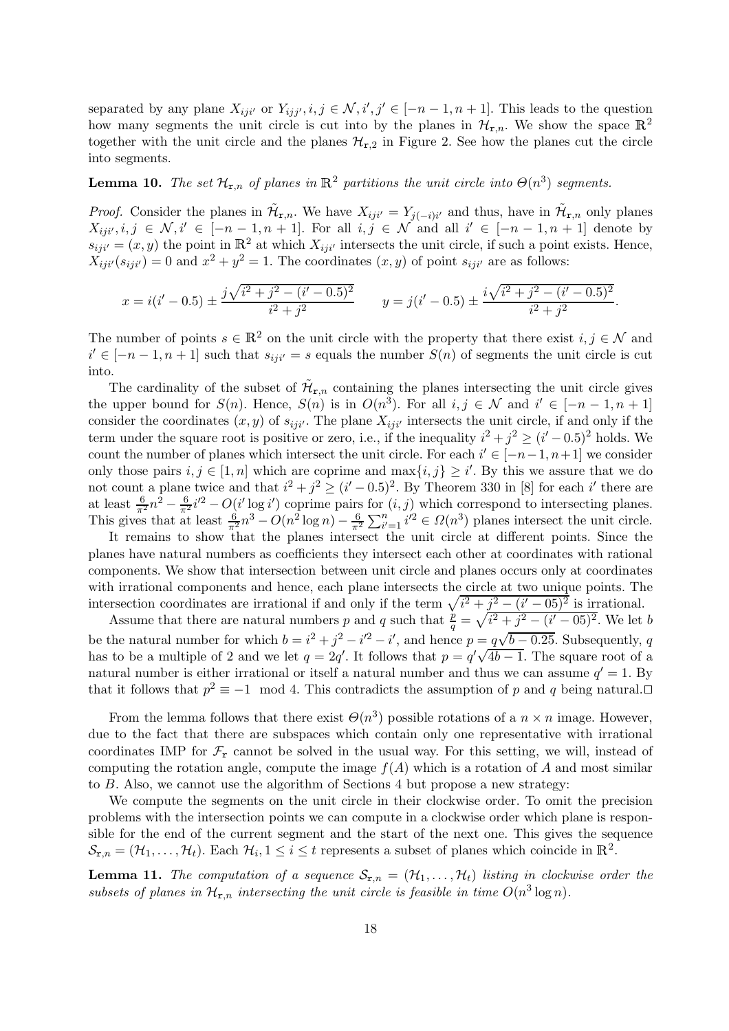separated by any plane $X_{iji'}$ or $Y_{ijj'}, i, j \in \mathcal{N}, i', j' \in [-n-1, n+1]$. This leads to the question how many segments the unit circle is cut into by the planes in $\mathcal{H}_{\mathtt{r},n}$. We show the space $\mathbb{R}^2$ together with the unit circle and the planes $\mathcal{H}_{\mathtt{r},2}$ in Figure 2. See how the planes cut the circle into segments.

**Lemma 10.** *The set $\mathcal{H}_{\mathtt{r},n}$ of planes in $\mathbb{R}^2$ partitions the unit circle into $\Theta(n^3)$ segments.*

*Proof.* Consider the planes in $\tilde{\mathcal{H}}_{\mathtt{r},n}$. We have $X_{iji'} = Y_{j(-i)i'}$ and thus, have in $\tilde{\mathcal{H}}_{\mathtt{r},n}$ only planes $X_{iji'}, i, j \in \mathcal{N}, i' \in [-n-1, n+1]$. For all $i, j \in \mathcal{N}$ and all $i' \in [-n-1, n+1]$ denote by $s_{iji'} = (x, y)$ the point in $\mathbb{R}^2$ at which $X_{iji'}$ intersects the unit circle, if such a point exists. Hence, $X_{iji'}(s_{iji'}) = 0$ and $x^2 + y^2 = 1$. The coordinates $(x, y)$ of point $s_{iji'}$ are as follows:

$$x = i(i'-0.5) \pm \frac{j\sqrt{i^2+j^2-(i'-0.5)^2}}{i^2+j^2} \qquad y = j(i'-0.5) \pm \frac{i\sqrt{i^2+j^2-(i'-0.5)^2}}{i^2+j^2}.$$

The number of points $s \in \mathbb{R}^2$ on the unit circle with the property that there exist $i, j \in \mathcal{N}$ and $i' \in [-n-1, n+1]$ such that $s_{iji'} = s$ equals the number $S(n)$ of segments the unit circle is cut into.

The cardinality of the subset of $\tilde{\mathcal{H}}_{\mathtt{r},n}$ containing the planes intersecting the unit circle gives the upper bound for $S(n)$. Hence, $S(n)$ is in $O(n^3)$. For all $i, j \in \mathcal{N}$ and $i' \in [-n-1, n+1]$ consider the coordinates $(x, y)$ of $s_{iji'}$. The plane $X_{iji'}$ intersects the unit circle, if and only if the term under the square root is positive or zero, i.e., if the inequality $i^2 + j^2 \geq (i'-0.5)^2$ holds. We count the number of planes which intersect the unit circle. For each $i' \in [-n-1, n+1]$ we consider only those pairs $i, j \in [1, n]$ which are coprime and $\max\{i, j\} \geq i'$. By this we assure that we do not count a plane twice and that $i^2 + j^2 \geq (i'-0.5)^2$. By Theorem 330 in [8] for each $i'$ there are at least $\frac{6}{\pi^2}n^2 - \frac{6}{\pi^2}i'^2 - O(i' \log i')$ coprime pairs for $(i, j)$ which correspond to intersecting planes. This gives that at least $\frac{6}{\pi^2}n^3 - O(n^2 \log n) - \frac{6}{\pi^2}\sum_{i'=1}^{n} i'^2 \in \Omega(n^3)$ planes intersect the unit circle.

It remains to show that the planes intersect the unit circle at different points. Since the planes have natural numbers as coefficients they intersect each other at coordinates with rational components. We show that intersection between unit circle and planes occurs only at coordinates with irrational components and hence, each plane intersects the circle at two unique points. The intersection coordinates are irrational if and only if the term $\sqrt{i^2 + j^2 - (i'-05)^2}$ is irrational.

Assume that there are natural numbers $p$ and $q$ such that $\frac{p}{q} = \sqrt{i^2 + j^2 - (i'-05)^2}$. We let $b$ be the natural number for which $b = i^2 + j^2 - i'^2 - i'$, and hence $p = q\sqrt{b - 0.25}$. Subsequently, $q$ has to be a multiple of 2 and we let $q = 2q'$. It follows that $p = q'\sqrt{4b-1}$. The square root of a natural number is either irrational or itself a natural number and thus we can assume $q' = 1$. By that it follows that $p^2 \equiv -1 \mod 4$. This contradicts the assumption of $p$ and $q$ being natural. $\square$

From the lemma follows that there exist $\Theta(n^3)$ possible rotations of a $n \times n$ image. However, due to the fact that there are subspaces which contain only one representative with irrational coordinates IMP for $\mathcal{F}_{\mathtt{r}}$ cannot be solved in the usual way. For this setting, we will, instead of computing the rotation angle, compute the image $f(A)$ which is a rotation of $A$ and most similar to $B$. Also, we cannot use the algorithm of Sections 4 but propose a new strategy:

We compute the segments on the unit circle in their clockwise order. To omit the precision problems with the intersection points we can compute in a clockwise order which plane is responsible for the end of the current segment and the start of the next one. This gives the sequence $\mathcal{S}_{\mathtt{r},n} = (\mathcal{H}_1, \ldots, \mathcal{H}_t)$. Each $\mathcal{H}_i, 1 \leq i \leq t$ represents a subset of planes which coincide in $\mathbb{R}^2$.

**Lemma 11.** *The computation of a sequence $\mathcal{S}_{\mathtt{r},n} = (\mathcal{H}_1, \ldots, \mathcal{H}_t)$ listing in clockwise order the subsets of planes in $\mathcal{H}_{\mathtt{r},n}$ intersecting the unit circle is feasible in time $O(n^3 \log n)$.*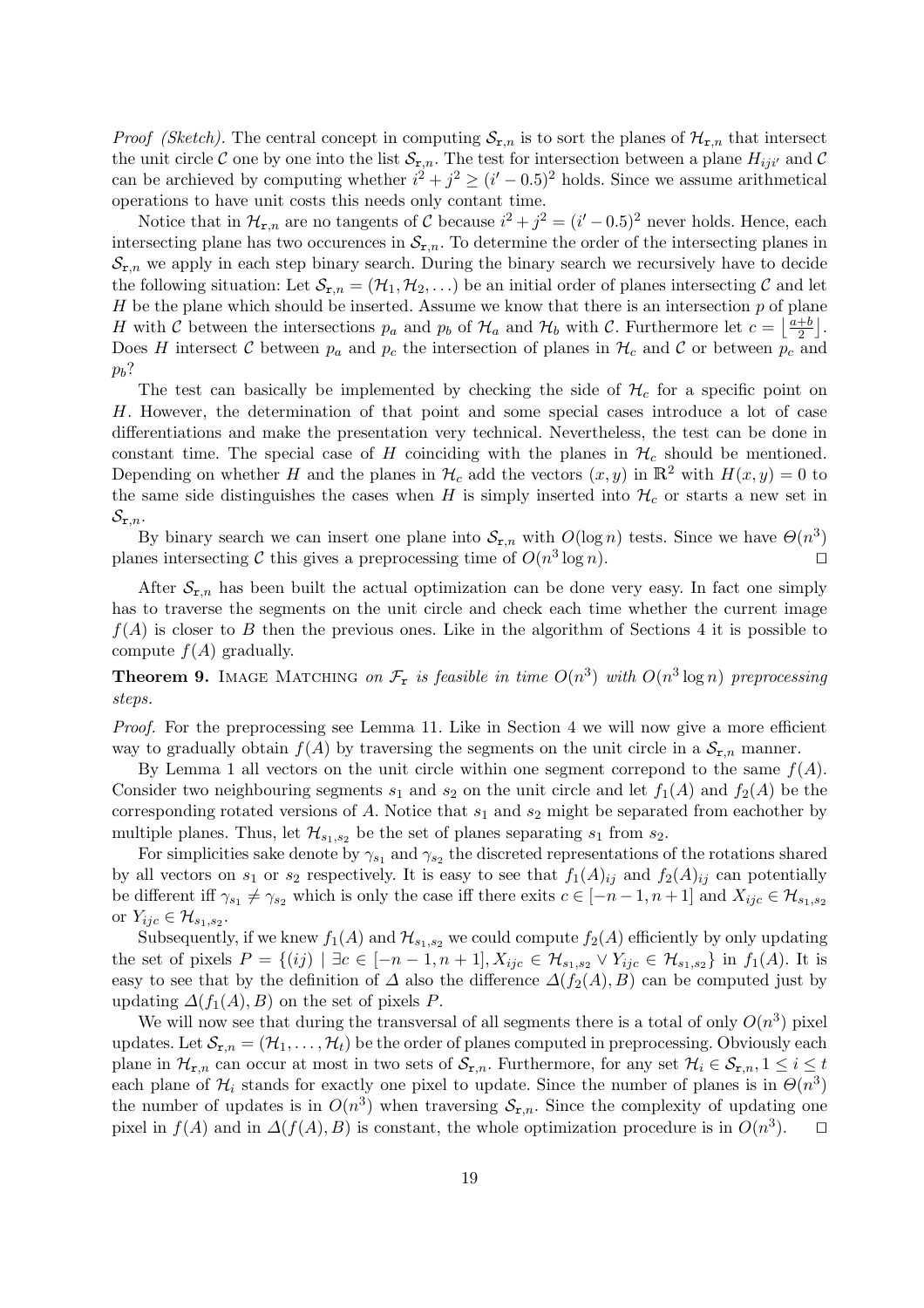*Proof (Sketch).* The central concept in computing $\mathcal{S}_{\mathtt{r},n}$ is to sort the planes of $\mathcal{H}_{\mathtt{r},n}$ that intersect the unit circle $\mathcal{C}$ one by one into the list $\mathcal{S}_{\mathtt{r},n}$. The test for intersection between a plane $H_{iji'}$ and $\mathcal{C}$ can be archieved by computing whether $i^2 + j^2 \geq (i' - 0.5)^2$ holds. Since we assume arithmetical operations to have unit costs this needs only contant time.

Notice that in $\mathcal{H}_{\mathtt{r},n}$ are no tangents of $\mathcal{C}$ because $i^2 + j^2 = (i' - 0.5)^2$ never holds. Hence, each intersecting plane has two occurences in $\mathcal{S}_{\mathtt{r},n}$. To determine the order of the intersecting planes in $\mathcal{S}_{\mathtt{r},n}$ we apply in each step binary search. During the binary search we recursively have to decide the following situation: Let $\mathcal{S}_{\mathtt{r},n} = (\mathcal{H}_1, \mathcal{H}_2, \ldots)$ be an initial order of planes intersecting $\mathcal{C}$ and let $H$ be the plane which should be inserted. Assume we know that there is an intersection $p$ of plane $H$ with $\mathcal{C}$ between the intersections $p_a$ and $p_b$ of $\mathcal{H}_a$ and $\mathcal{H}_b$ with $\mathcal{C}$. Furthermore let $c = \lfloor \frac{a+b}{2} \rfloor$. Does $H$ intersect $\mathcal{C}$ between $p_a$ and $p_c$ the intersection of planes in $\mathcal{H}_c$ and $\mathcal{C}$ or between $p_c$ and $p_b$?

The test can basically be implemented by checking the side of $\mathcal{H}_c$ for a specific point on $H$. However, the determination of that point and some special cases introduce a lot of case differentiations and make the presentation very technical. Nevertheless, the test can be done in constant time. The special case of $H$ coinciding with the planes in $\mathcal{H}_c$ should be mentioned. Depending on whether $H$ and the planes in $\mathcal{H}_c$ add the vectors $(x, y)$ in $\mathbb{R}^2$ with $H(x, y) = 0$ to the same side distinguishes the cases when $H$ is simply inserted into $\mathcal{H}_c$ or starts a new set in $\mathcal{S}_{\mathtt{r},n}$.

By binary search we can insert one plane into $\mathcal{S}_{\mathtt{r},n}$ with $O(\log n)$ tests. Since we have $\Theta(n^3)$ planes intersecting $\mathcal{C}$ this gives a preprocessing time of $O(n^3 \log n)$. $\square$

After $\mathcal{S}_{\mathtt{r},n}$ has been built the actual optimization can be done very easy. In fact one simply has to traverse the segments on the unit circle and check each time whether the current image $f(A)$ is closer to $B$ then the previous ones. Like in the algorithm of Sections 4 it is possible to compute $f(A)$ gradually.

**Theorem 9.** Image Matching *on $\mathcal{F}_{\mathtt{r}}$ is feasible in time $O(n^3)$ with $O(n^3 \log n)$ preprocessing steps.*

*Proof.* For the preprocessing see Lemma 11. Like in Section 4 we will now give a more efficient way to gradually obtain $f(A)$ by traversing the segments on the unit circle in a $\mathcal{S}_{\mathtt{r},n}$ manner.

By Lemma 1 all vectors on the unit circle within one segment correpond to the same $f(A)$. Consider two neighbouring segments $s_1$ and $s_2$ on the unit circle and let $f_1(A)$ and $f_2(A)$ be the corresponding rotated versions of $A$. Notice that $s_1$ and $s_2$ might be separated from eachother by multiple planes. Thus, let $\mathcal{H}_{s_1,s_2}$ be the set of planes separating $s_1$ from $s_2$.

For simplicities sake denote by $\gamma_{s_1}$ and $\gamma_{s_2}$ the discreted representations of the rotations shared by all vectors on $s_1$ or $s_2$ respectively. It is easy to see that $f_1(A)_{ij}$ and $f_2(A)_{ij}$ can potentially be different iff $\gamma_{s_1} \neq \gamma_{s_2}$ which is only the case iff there exits $c \in [-n-1, n+1]$ and $X_{ijc} \in \mathcal{H}_{s_1,s_2}$ or $Y_{ijc} \in \mathcal{H}_{s_1,s_2}$.

Subsequently, if we knew $f_1(A)$ and $\mathcal{H}_{s_1,s_2}$ we could compute $f_2(A)$ efficiently by only updating the set of pixels $P = \{(ij) \mid \exists c \in [-n-1, n+1], X_{ijc} \in \mathcal{H}_{s_1,s_2} \vee Y_{ijc} \in \mathcal{H}_{s_1,s_2}\}$ in $f_1(A)$. It is easy to see that by the definition of $\Delta$ also the difference $\Delta(f_2(A), B)$ can be computed just by updating $\Delta(f_1(A), B)$ on the set of pixels $P$.

We will now see that during the transversal of all segments there is a total of only $O(n^3)$ pixel updates. Let $\mathcal{S}_{\mathtt{r},n} = (\mathcal{H}_1, \ldots, \mathcal{H}_t)$ be the order of planes computed in preprocessing. Obviously each plane in $\mathcal{H}_{\mathtt{r},n}$ can occur at most in two sets of $\mathcal{S}_{\mathtt{r},n}$. Furthermore, for any set $\mathcal{H}_i \in \mathcal{S}_{\mathtt{r},n}, 1 \leq i \leq t$ each plane of $\mathcal{H}_i$ stands for exactly one pixel to update. Since the number of planes is in $\Theta(n^3)$ the number of updates is in $O(n^3)$ when traversing $\mathcal{S}_{\mathtt{r},n}$. Since the complexity of updating one pixel in $f(A)$ and in $\Delta(f(A), B)$ is constant, the whole optimization procedure is in $O(n^3)$. $\square$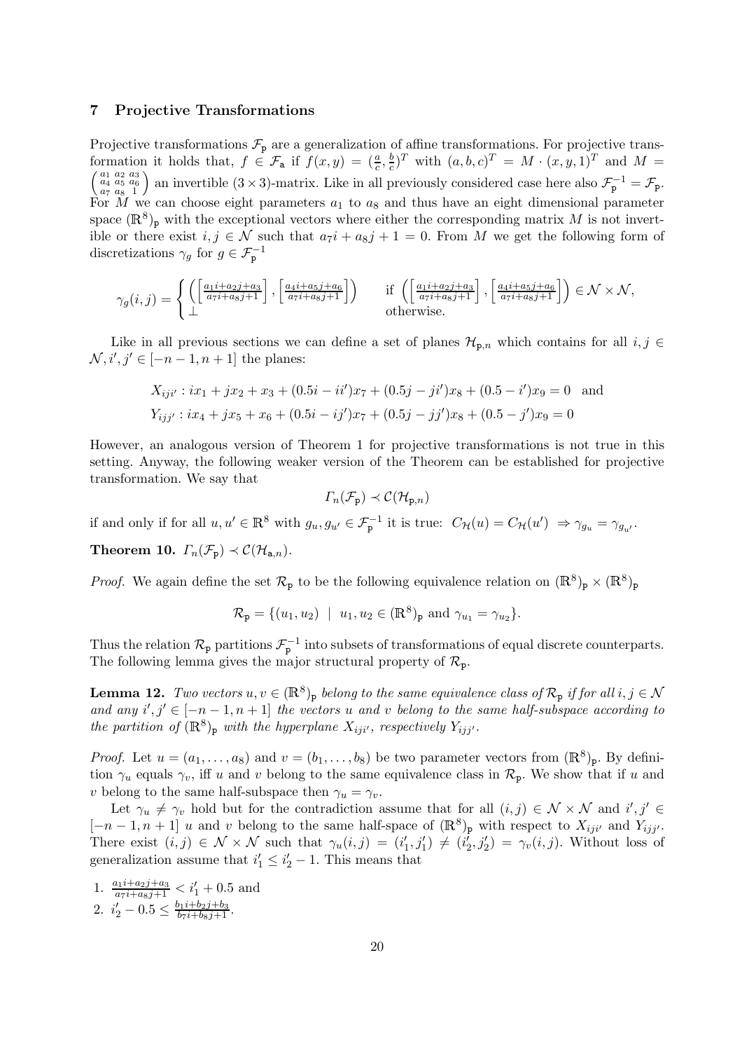## 7 Projective Transformations

Projective transformations $\mathcal{F}_{\mathtt{p}}$ are a generalization of affine transformations. For projective transformation it holds that, $f \in \mathcal{F}_{\mathtt{a}}$ if $f(x,y) = (\frac{a}{c}, \frac{b}{c})^T$ with $(a,b,c)^T = M \cdot (x,y,1)^T$ and $M = \left(\begin{smallmatrix} a_1 & a_2 & a_3 \\ a_4 & a_5 & a_6 \\ a_7 & a_8 & 1 \end{smallmatrix}\right)$ an invertible $(3\times 3)$-matrix. Like in all previously considered case here also $\mathcal{F}_{\mathtt{p}}^{-1} = \mathcal{F}_{\mathtt{p}}$. For $M$ we can choose eight parameters $a_1$ to $a_8$ and thus have an eight dimensional parameter space $(\mathbb{R}^8)_{\mathtt{p}}$ with the exceptional vectors where either the corresponding matrix $M$ is not invertible or there exist $i, j \in \mathcal{N}$ such that $a_7 i + a_8 j + 1 = 0$. From $M$ we get the following form of discretizations $\gamma_g$ for $g \in \mathcal{F}_{\mathtt{p}}^{-1}$

$$\gamma_g(i,j) = \begin{cases} \left(\left[\frac{a_1 i + a_2 j + a_3}{a_7 i + a_8 j + 1}\right], \left[\frac{a_4 i + a_5 j + a_6}{a_7 i + a_8 j + 1}\right]\right) & \text{if } \left(\left[\frac{a_1 i + a_2 j + a_3}{a_7 i + a_8 j + 1}\right], \left[\frac{a_4 i + a_5 j + a_6}{a_7 i + a_8 j + 1}\right]\right) \in \mathcal{N} \times \mathcal{N}, \\ \perp & \text{otherwise.} \end{cases}$$

Like in all previous sections we can define a set of planes $\mathcal{H}_{\mathtt{p},n}$ which contains for all $i, j \in \mathcal{N}, i', j' \in [-n-1, n+1]$ the planes:

$$X_{iji'} : ix_1 + jx_2 + x_3 + (0.5i - ii')x_7 + (0.5j - ji')x_8 + (0.5 - i')x_9 = 0 \quad \text{and}$$
$$Y_{ijj'} : ix_4 + jx_5 + x_6 + (0.5i - ij')x_7 + (0.5j - jj')x_8 + (0.5 - j')x_9 = 0$$

However, an analogous version of Theorem 1 for projective transformations is not true in this setting. Anyway, the following weaker version of the Theorem can be established for projective transformation. We say that

$$\Gamma_n(\mathcal{F}_{\mathtt{p}}) \prec \mathcal{C}(\mathcal{H}_{\mathtt{p},n})$$

if and only if for all $u, u' \in \mathbb{R}^8$ with $g_u, g_{u'} \in \mathcal{F}_{\mathtt{p}}^{-1}$ it is true: $C_{\mathcal{H}}(u) = C_{\mathcal{H}}(u') \Rightarrow \gamma_{g_u} = \gamma_{g_{u'}}$.

**Theorem 10.** *$\Gamma_n(\mathcal{F}_{\mathtt{p}}) \prec \mathcal{C}(\mathcal{H}_{\mathtt{a},n})$.*

*Proof.* We again define the set $\mathcal{R}_{\mathtt{p}}$ to be the following equivalence relation on $(\mathbb{R}^8)_{\mathtt{p}} \times (\mathbb{R}^8)_{\mathtt{p}}$

$$\mathcal{R}_{\mathtt{p}} = \{(u_1, u_2) \mid u_1, u_2 \in (\mathbb{R}^8)_{\mathtt{p}} \text{ and } \gamma_{u_1} = \gamma_{u_2}\}.$$

Thus the relation $\mathcal{R}_{\mathtt{p}}$ partitions $\mathcal{F}_{\mathtt{p}}^{-1}$ into subsets of transformations of equal discrete counterparts. The following lemma gives the major structural property of $\mathcal{R}_{\mathtt{p}}$.

**Lemma 12.** *Two vectors $u, v \in (\mathbb{R}^8)_{\mathtt{p}}$ belong to the same equivalence class of $\mathcal{R}_{\mathtt{p}}$ if for all $i, j \in \mathcal{N}$ and any $i', j' \in [-n-1, n+1]$ the vectors $u$ and $v$ belong to the same half-subspace according to the partition of $(\mathbb{R}^8)_{\mathtt{p}}$ with the hyperplane $X_{iji'}$, respectively $Y_{ijj'}$.*

*Proof.* Let $u = (a_1, \ldots, a_8)$ and $v = (b_1, \ldots, b_8)$ be two parameter vectors from $(\mathbb{R}^8)_{\mathtt{p}}$. By definition $\gamma_u$ equals $\gamma_v$, iff $u$ and $v$ belong to the same equivalence class in $\mathcal{R}_{\mathtt{p}}$. We show that if $u$ and $v$ belong to the same half-subspace then $\gamma_u = \gamma_v$.

Let $\gamma_u \neq \gamma_v$ hold but for the contradiction assume that for all $(i,j) \in \mathcal{N} \times \mathcal{N}$ and $i', j' \in [-n-1, n+1]$ $u$ and $v$ belong to the same half-space of $(\mathbb{R}^8)_{\mathtt{p}}$ with respect to $X_{iji'}$ and $Y_{ijj'}$. There exist $(i,j) \in \mathcal{N} \times \mathcal{N}$ such that $\gamma_u(i,j) = (i'_1, j'_1) \neq (i'_2, j'_2) = \gamma_v(i,j)$. Without loss of generalization assume that $i'_1 \leq i'_2 - 1$. This means that

1. $\frac{a_1 i + a_2 j + a_3}{a_7 i + a_8 j + 1} < i'_1 + 0.5$ and
2. $i'_2 - 0.5 \leq \frac{b_1 i + b_2 j + b_3}{b_7 i + b_8 j + 1}$.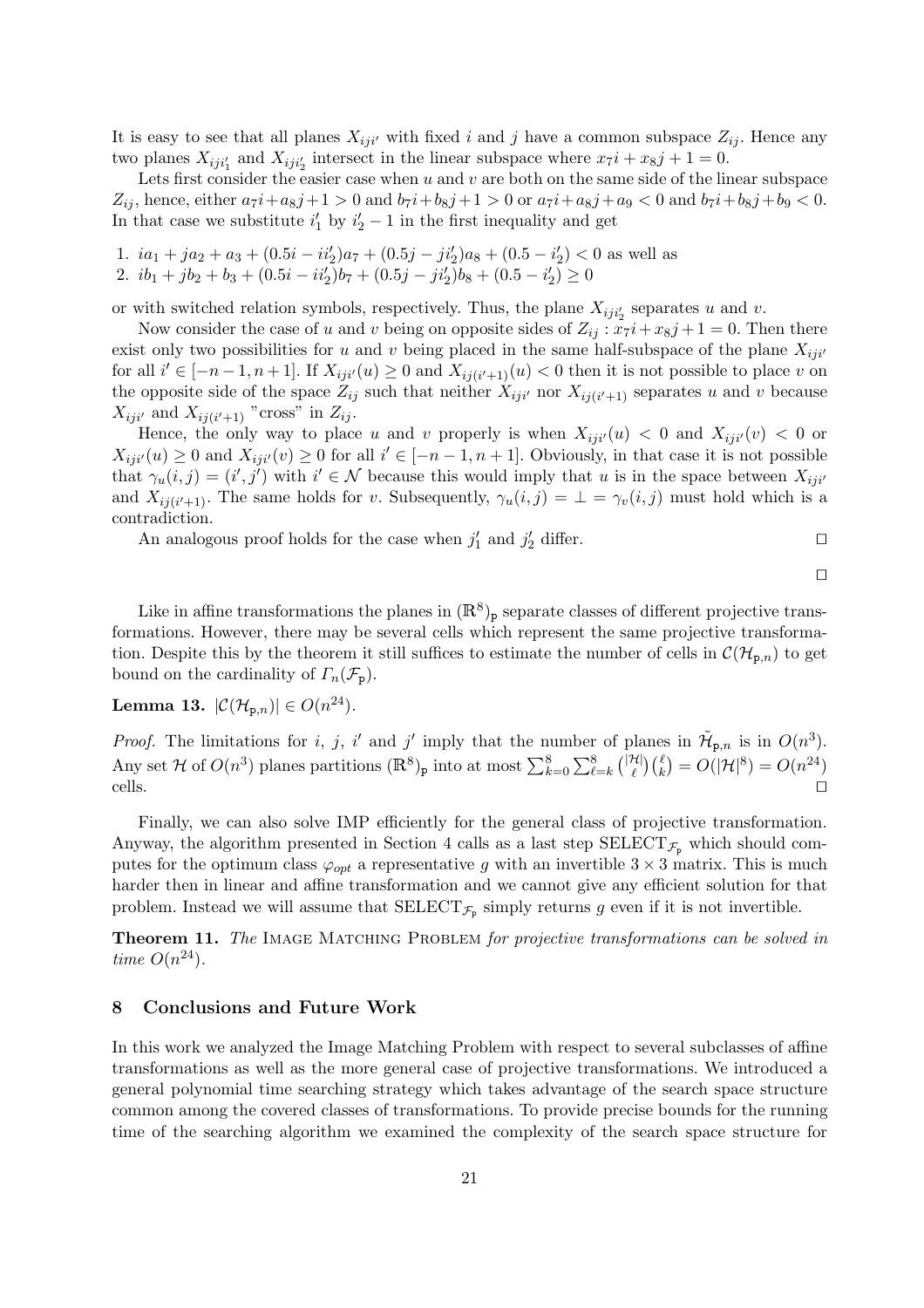It is easy to see that all planes $X_{iji'}$ with fixed $i$ and $j$ have a common subspace $Z_{ij}$. Hence any two planes $X_{iji'_1}$ and $X_{iji'_2}$ intersect in the linear subspace where $x_7 i + x_8 j + 1 = 0$.

Lets first consider the easier case when $u$ and $v$ are both on the same side of the linear subspace $Z_{ij}$, hence, either $a_7 i + a_8 j + 1 > 0$ and $b_7 i + b_8 j + 1 > 0$ or $a_7 i + a_8 j + a_9 < 0$ and $b_7 i + b_8 j + b_9 < 0$. In that case we substitute $i'_1$ by $i'_2 - 1$ in the first inequality and get

1. $ia_1 + ja_2 + a_3 + (0.5i - ii'_2)a_7 + (0.5j - ji'_2)a_8 + (0.5 - i'_2) < 0$ as well as
2. $ib_1 + jb_2 + b_3 + (0.5i - ii'_2)b_7 + (0.5j - ji'_2)b_8 + (0.5 - i'_2) \geq 0$

or with switched relation symbols, respectively. Thus, the plane $X_{iji'_2}$ separates $u$ and $v$.

Now consider the case of $u$ and $v$ being on opposite sides of $Z_{ij} : x_7 i + x_8 j + 1 = 0$. Then there exist only two possibilities for $u$ and $v$ being placed in the same half-subspace of the plane $X_{iji'}$ for all $i' \in [-n-1, n+1]$. If $X_{iji'}(u) \geq 0$ and $X_{ij(i'+1)}(u) < 0$ then it is not possible to place $v$ on the opposite side of the space $Z_{ij}$ such that neither $X_{iji'}$ nor $X_{ij(i'+1)}$ separates $u$ and $v$ because $X_{iji'}$ and $X_{ij(i'+1)}$ "cross" in $Z_{ij}$.

Hence, the only way to place $u$ and $v$ properly is when $X_{iji'}(u) < 0$ and $X_{iji'}(v) < 0$ or $X_{iji'}(u) \geq 0$ and $X_{iji'}(v) \geq 0$ for all $i' \in [-n-1, n+1]$. Obviously, in that case it is not possible that $\gamma_u(i,j) = (i', j')$ with $i' \in \mathcal{N}$ because this would imply that $u$ is in the space between $X_{iji'}$ and $X_{ij(i'+1)}$. The same holds for $v$. Subsequently, $\gamma_u(i,j) = \perp = \gamma_v(i,j)$ must hold which is a contradiction.

An analogous proof holds for the case when $j'_1$ and $j'_2$ differ. □

□

Like in affine transformations the planes in $(\mathbb{R}^8)_\mathtt{p}$ separate classes of different projective transformations. However, there may be several cells which represent the same projective transformation. Despite this by the theorem it still suffices to estimate the number of cells in $\mathcal{C}(\mathcal{H}_{\mathtt{p},n})$ to get bound on the cardinality of $\Gamma_n(\mathcal{F}_\mathtt{p})$.

**Lemma 13.** $|\mathcal{C}(\mathcal{H}_{\mathtt{p},n})| \in O(n^{24})$.

*Proof.* The limitations for $i$, $j$, $i'$ and $j'$ imply that the number of planes in $\tilde{\mathcal{H}}_{\mathtt{p},n}$ is in $O(n^3)$. Any set $\mathcal{H}$ of $O(n^3)$ planes partitions $(\mathbb{R}^8)_\mathtt{p}$ into at most $\sum_{k=0}^{8}\sum_{\ell=k}^{8}\binom{|\mathcal{H}|}{\ell}\binom{\ell}{k} = O(|\mathcal{H}|^8) = O(n^{24})$ cells. □

Finally, we can also solve IMP efficiently for the general class of projective transformation. Anyway, the algorithm presented in Section 4 calls as a last step $\text{SELECT}_{\mathcal{F}_\mathtt{p}}$ which should computes for the optimum class $\varphi_{opt}$ a representative $g$ with an invertible $3 \times 3$ matrix. This is much harder then in linear and affine transformation and we cannot give any efficient solution for that problem. Instead we will assume that $\text{SELECT}_{\mathcal{F}_\mathtt{p}}$ simply returns $g$ even if it is not invertible.

**Theorem 11.** *The* Image Matching Problem *for projective transformations can be solved in time $O(n^{24})$.*

## 8 Conclusions and Future Work

In this work we analyzed the Image Matching Problem with respect to several subclasses of affine transformations as well as the more general case of projective transformations. We introduced a general polynomial time searching strategy which takes advantage of the search space structure common among the covered classes of transformations. To provide precise bounds for the running time of the searching algorithm we examined the complexity of the search space structure for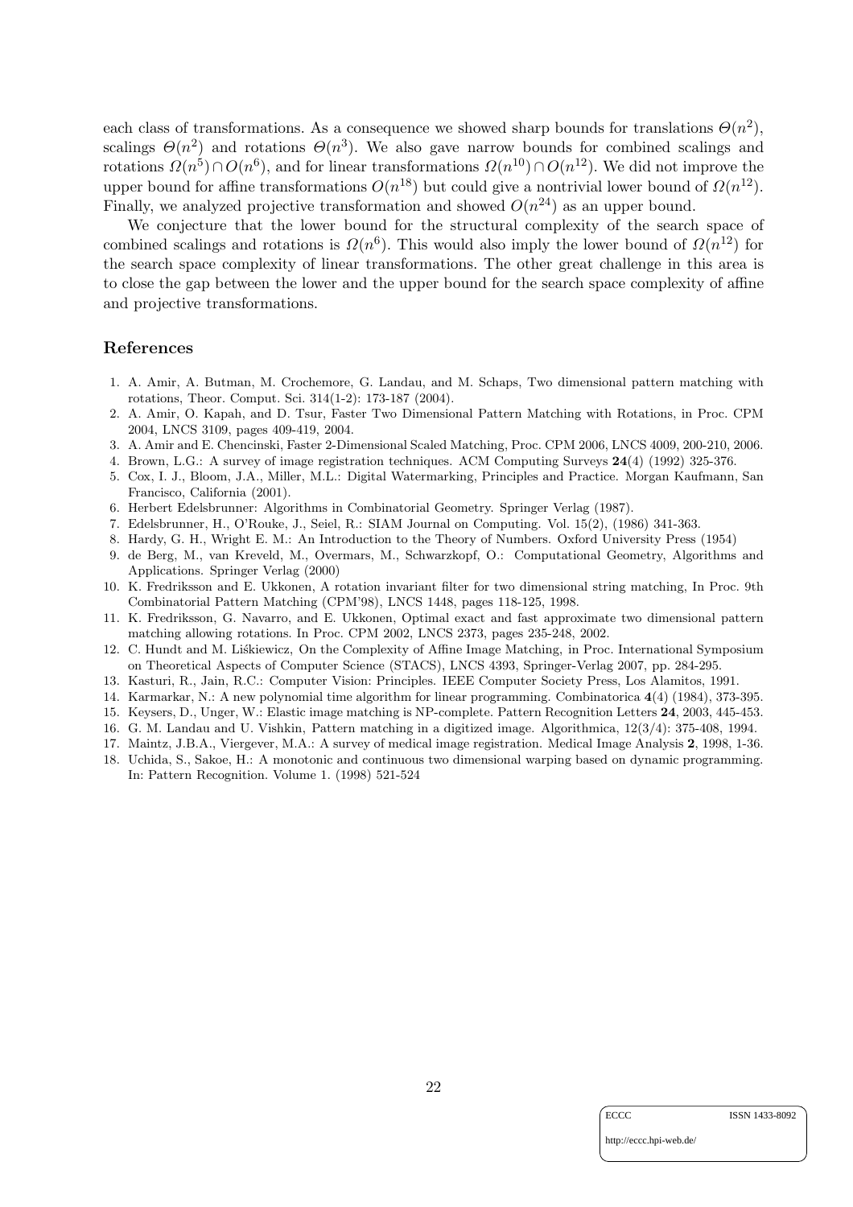each class of transformations. As a consequence we showed sharp bounds for translations $\Theta(n^2)$, scalings $\Theta(n^2)$ and rotations $\Theta(n^3)$. We also gave narrow bounds for combined scalings and rotations $\Omega(n^5) \cap O(n^6)$, and for linear transformations $\Omega(n^{10}) \cap O(n^{12})$. We did not improve the upper bound for affine transformations $O(n^{18})$ but could give a nontrivial lower bound of $\Omega(n^{12})$. Finally, we analyzed projective transformation and showed $O(n^{24})$ as an upper bound.

We conjecture that the lower bound for the structural complexity of the search space of combined scalings and rotations is $\Omega(n^6)$. This would also imply the lower bound of $\Omega(n^{12})$ for the search space complexity of linear transformations. The other great challenge in this area is to close the gap between the lower and the upper bound for the search space complexity of affine and projective transformations.

## References

1. A. Amir, A. Butman, M. Crochemore, G. Landau, and M. Schaps, Two dimensional pattern matching with rotations, Theor. Comput. Sci. 314(1-2): 173-187 (2004).
2. A. Amir, O. Kapah, and D. Tsur, Faster Two Dimensional Pattern Matching with Rotations, in Proc. CPM 2004, LNCS 3109, pages 409-419, 2004.
3. A. Amir and E. Chencinski, Faster 2-Dimensional Scaled Matching, Proc. CPM 2006, LNCS 4009, 200-210, 2006.
4. Brown, L.G.: A survey of image registration techniques. ACM Computing Surveys **24**(4) (1992) 325-376.
5. Cox, I. J., Bloom, J.A., Miller, M.L.: Digital Watermarking, Principles and Practice. Morgan Kaufmann, San Francisco, California (2001).
6. Herbert Edelsbrunner: Algorithms in Combinatorial Geometry. Springer Verlag (1987).
7. Edelsbrunner, H., O'Rouke, J., Seiel, R.: SIAM Journal on Computing. Vol. 15(2), (1986) 341-363.
8. Hardy, G. H., Wright E. M.: An Introduction to the Theory of Numbers. Oxford University Press (1954)
9. de Berg, M., van Kreveld, M., Overmars, M., Schwarzkopf, O.: Computational Geometry, Algorithms and Applications. Springer Verlag (2000)
10. K. Fredriksson and E. Ukkonen, A rotation invariant filter for two dimensional string matching, In Proc. 9th Combinatorial Pattern Matching (CPM'98), LNCS 1448, pages 118-125, 1998.
11. K. Fredriksson, G. Navarro, and E. Ukkonen, Optimal exact and fast approximate two dimensional pattern matching allowing rotations. In Proc. CPM 2002, LNCS 2373, pages 235-248, 2002.
12. C. Hundt and M. Liśkiewicz, On the Complexity of Affine Image Matching, in Proc. International Symposium on Theoretical Aspects of Computer Science (STACS), LNCS 4393, Springer-Verlag 2007, pp. 284-295.
13. Kasturi, R., Jain, R.C.: Computer Vision: Principles. IEEE Computer Society Press, Los Alamitos, 1991.
14. Karmarkar, N.: A new polynomial time algorithm for linear programming. Combinatorica **4**(4) (1984), 373-395.
15. Keysers, D., Unger, W.: Elastic image matching is NP-complete. Pattern Recognition Letters **24**, 2003, 445-453.
16. G. M. Landau and U. Vishkin, Pattern matching in a digitized image. Algorithmica, 12(3/4): 375-408, 1994.
17. Maintz, J.B.A., Viergever, M.A.: A survey of medical image registration. Medical Image Analysis **2**, 1998, 1-36.
18. Uchida, S., Sakoe, H.: A monotonic and continuous two dimensional warping based on dynamic programming. In: Pattern Recognition. Volume 1. (1998) 521-524

ECCC ISSN 1433-8092

http://eccc.hpi-web.de/